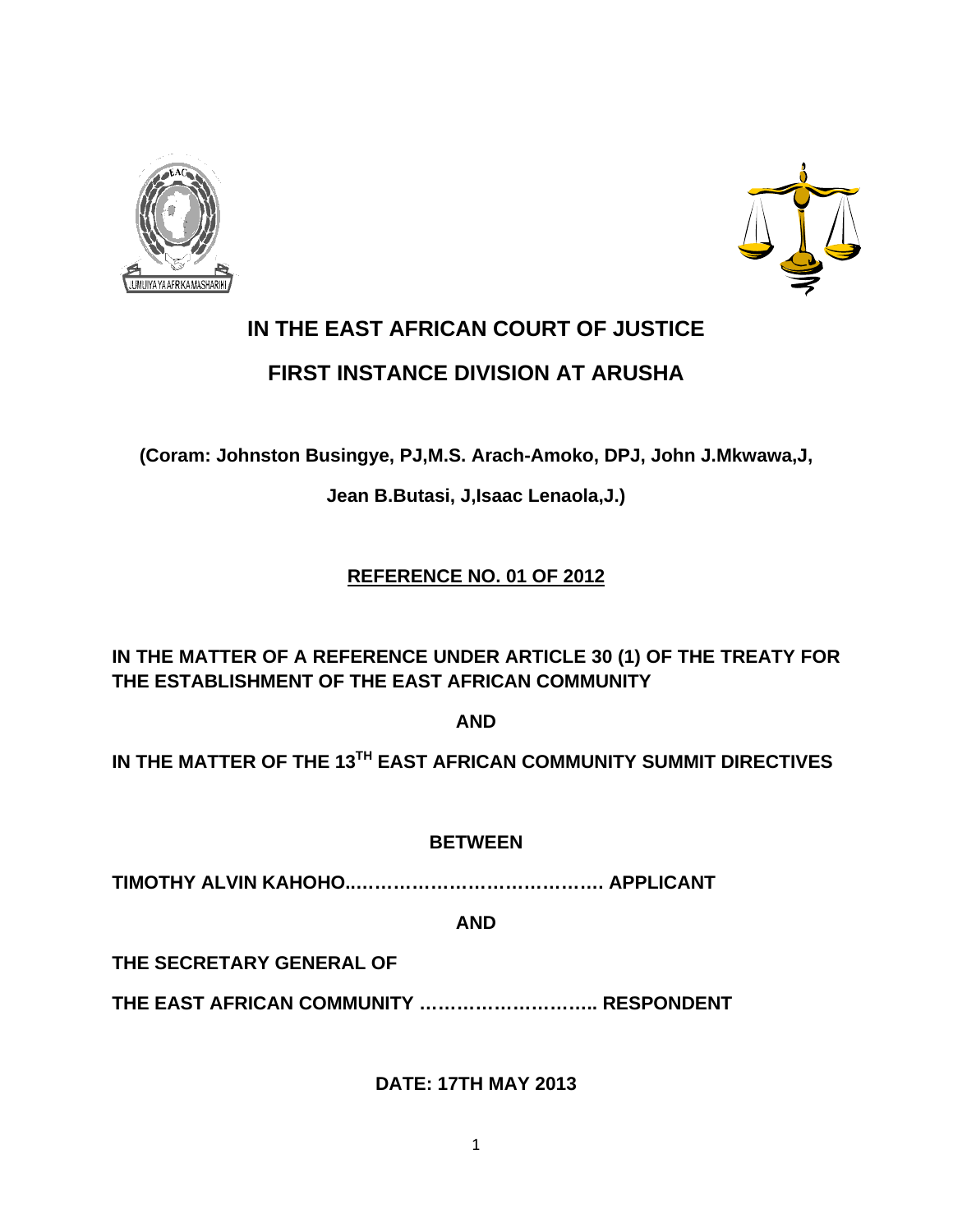# IN THE EAST AFRICAN COURT OF JUSTICE

## FIRST INSTANCE DIVISION AT ARUSHA

**(Coram: Johnston Busingye, PJ,M.S. Arach-Amoko, DPJ, John J.Mkwawa,J,**

**Jean B.Butasi, J,Isaac Lenaola,J.)**

**REFERENCE NO. 01 OF 2012**

**IN THE MATTER OF A REFERENCE UNDER ARTICLE 30 (1) OF THE TREATY FOR THE ESTABLISHMENT OF THE EAST AFRICAN COMMUNITY**

**AND**

**IN THE MATTER OF THE 13TH EAST AFRICAN COMMUNITY SUMMIT DIRECTIVES**

**BETWEEN**

**TIMOTHY ALVIN KAHOHO..…………………………………. APPLICANT**

**AND**

**THE SECRETARY GENERAL OF**

**THE EAST AFRICAN COMMUNITY ……………….……….. RESPONDENT**

**DATE: 17TH MAY 2013**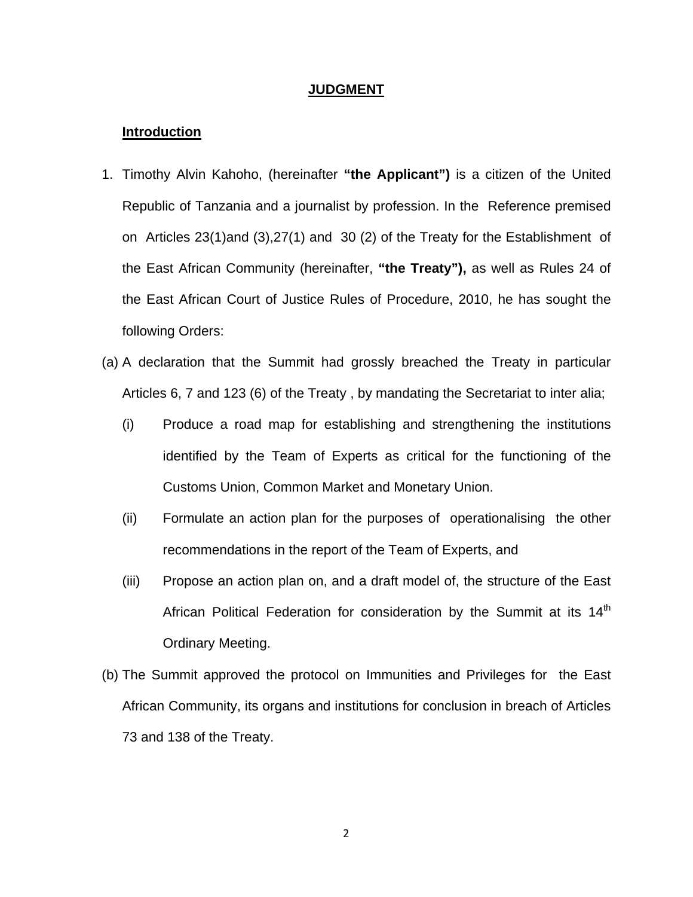**JUDGMENT**

**Introduction**

1. Timothy Alvin Kahoho, (hereinafter **"the Applicant")** is a citizen of the United Republic of Tanzania and a journalist by profession. In the Reference premised on Articles 23(1)and (3),27(1) and 30 (2) of the Treaty for the Establishment of the East African Community (hereinafter, **"the Treaty"),** as well as Rules 24 of the East African Court of Justice Rules of Procedure, 2010, he has sought the following Orders:

(a) A declaration that the Summit had grossly breached the Treaty in particular Articles 6, 7 and 123 (6) of the Treaty , by mandating the Secretariat to inter alia;

   (i) Produce a road map for establishing and strengthening the institutions identified by the Team of Experts as critical for the functioning of the Customs Union, Common Market and Monetary Union.

   (ii) Formulate an action plan for the purposes of operationalising the other recommendations in the report of the Team of Experts, and

   (iii) Propose an action plan on, and a draft model of, the structure of the East African Political Federation for consideration by the Summit at its 14th Ordinary Meeting.

(b) The Summit approved the protocol on Immunities and Privileges for the East African Community, its organs and institutions for conclusion in breach of Articles 73 and 138 of the Treaty.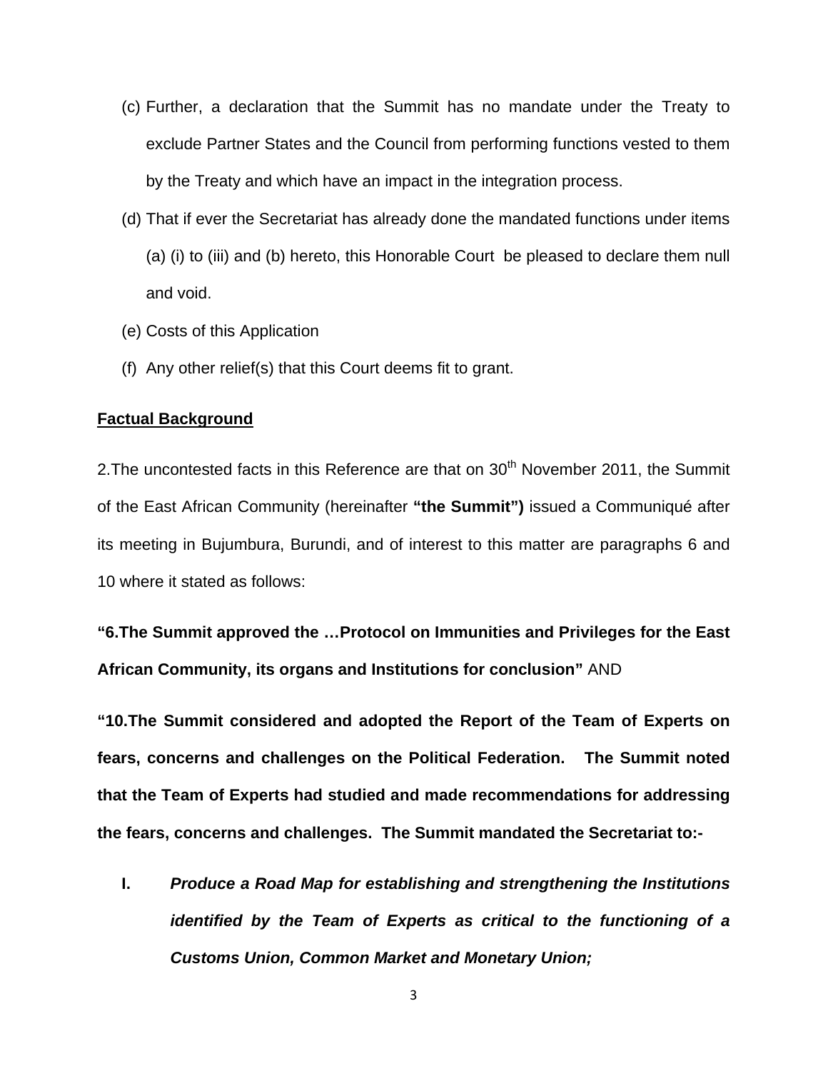(c) Further, a declaration that the Summit has no mandate under the Treaty to exclude Partner States and the Council from performing functions vested to them by the Treaty and which have an impact in the integration process.

(d) That if ever the Secretariat has already done the mandated functions under items (a) (i) to (iii) and (b) hereto, this Honorable Court be pleased to declare them null and void.

(e) Costs of this Application

(f) Any other relief(s) that this Court deems fit to grant.

**Factual Background**

2.The uncontested facts in this Reference are that on 30th November 2011, the Summit of the East African Community (hereinafter **"the Summit")** issued a Communiqué after its meeting in Bujumbura, Burundi, and of interest to this matter are paragraphs 6 and 10 where it stated as follows:

**"6.The Summit approved the …Protocol on Immunities and Privileges for the East African Community, its organs and Institutions for conclusion"** AND

**"10.The Summit considered and adopted the Report of the Team of Experts on fears, concerns and challenges on the Political Federation. The Summit noted that the Team of Experts had studied and made recommendations for addressing the fears, concerns and challenges. The Summit mandated the Secretariat to:-**

**I.** ***Produce a Road Map for establishing and strengthening the Institutions identified by the Team of Experts as critical to the functioning of a Customs Union, Common Market and Monetary Union;***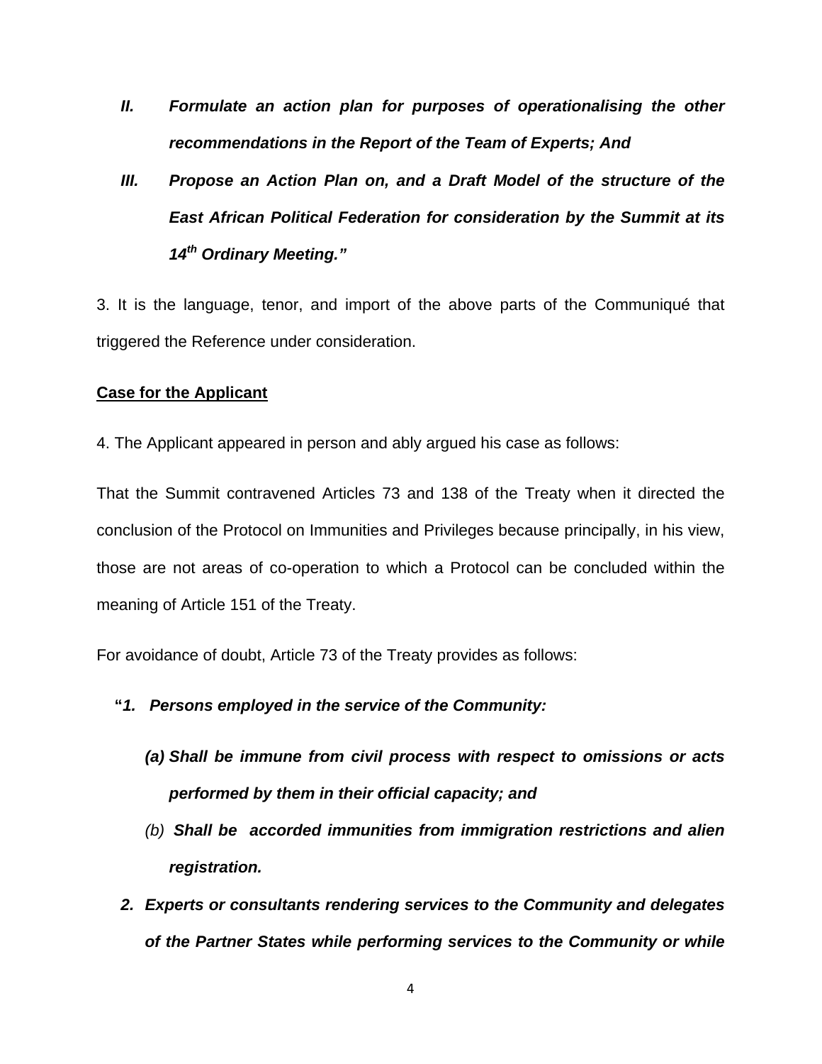*II. Formulate an action plan for purposes of operationalising the other recommendations in the Report of the Team of Experts; And*

*III. Propose an Action Plan on, and a Draft Model of the structure of the East African Political Federation for consideration by the Summit at its 14th Ordinary Meeting."*

3. It is the language, tenor, and import of the above parts of the Communiqué that triggered the Reference under consideration.

**Case for the Applicant**

4. The Applicant appeared in person and ably argued his case as follows:

That the Summit contravened Articles 73 and 138 of the Treaty when it directed the conclusion of the Protocol on Immunities and Privileges because principally, in his view, those are not areas of co-operation to which a Protocol can be concluded within the meaning of Article 151 of the Treaty.

For avoidance of doubt, Article 73 of the Treaty provides as follows:

**"*1. Persons employed in the service of the Community:***

***(a) Shall be immune from civil process with respect to omissions or acts performed by them in their official capacity; and***

*(b)* ***Shall be accorded immunities from immigration restrictions and alien registration.***

***2. Experts or consultants rendering services to the Community and delegates of the Partner States while performing services to the Community or while***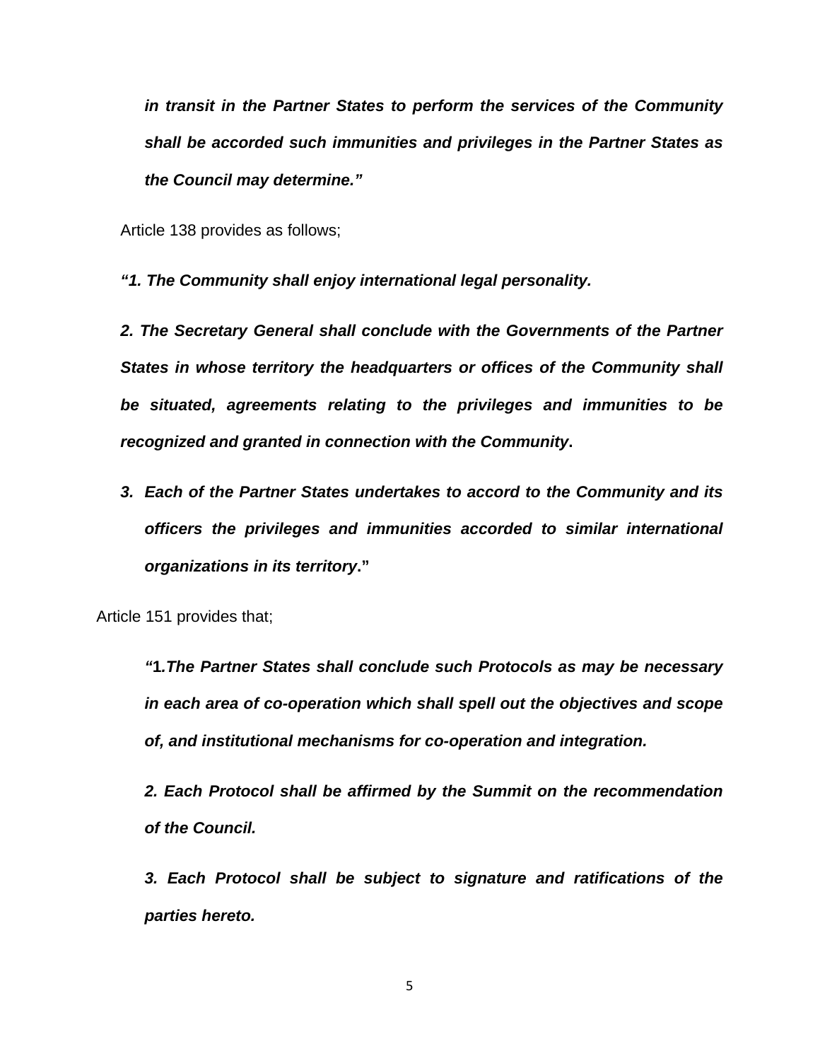*in transit in the Partner States to perform the services of the Community shall be accorded such immunities and privileges in the Partner States as the Council may determine."*

Article 138 provides as follows;

*"1. The Community shall enjoy international legal personality.*

*2. The Secretary General shall conclude with the Governments of the Partner States in whose territory the headquarters or offices of the Community shall be situated, agreements relating to the privileges and immunities to be recognized and granted in connection with the Community*.

3. *Each of the Partner States undertakes to accord to the Community and its officers the privileges and immunities accorded to similar international organizations in its territory*."

Article 151 provides that;

*"***1***.The Partner States shall conclude such Protocols as may be necessary in each area of co-operation which shall spell out the objectives and scope of, and institutional mechanisms for co-operation and integration.*

*2. Each Protocol shall be affirmed by the Summit on the recommendation of the Council.*

*3. Each Protocol shall be subject to signature and ratifications of the parties hereto.*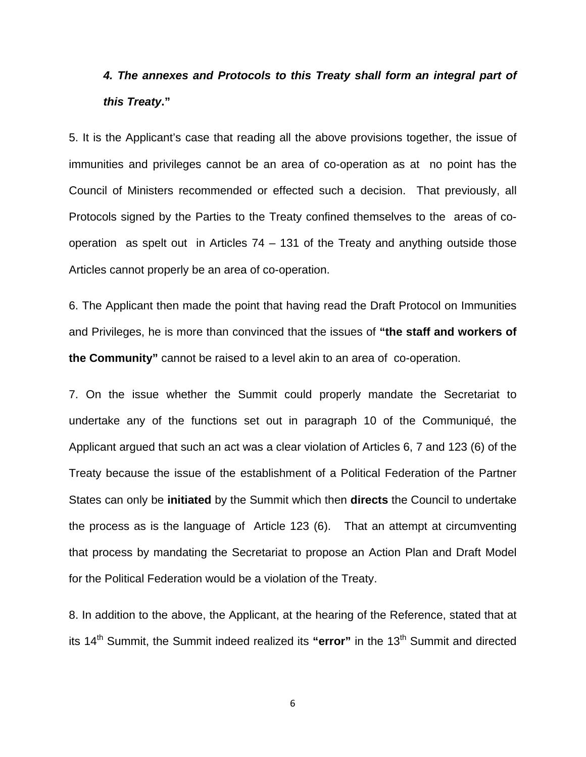***4. The annexes and Protocols to this Treaty shall form an integral part of this Treaty*.**"

5. It is the Applicant's case that reading all the above provisions together, the issue of immunities and privileges cannot be an area of co-operation as at no point has the Council of Ministers recommended or effected such a decision. That previously, all Protocols signed by the Parties to the Treaty confined themselves to the areas of co-operation as spelt out in Articles 74 – 131 of the Treaty and anything outside those Articles cannot properly be an area of co-operation.

6. The Applicant then made the point that having read the Draft Protocol on Immunities and Privileges, he is more than convinced that the issues of **"the staff and workers of the Community"** cannot be raised to a level akin to an area of co-operation.

7. On the issue whether the Summit could properly mandate the Secretariat to undertake any of the functions set out in paragraph 10 of the Communiqué, the Applicant argued that such an act was a clear violation of Articles 6, 7 and 123 (6) of the Treaty because the issue of the establishment of a Political Federation of the Partner States can only be **initiated** by the Summit which then **directs** the Council to undertake the process as is the language of Article 123 (6). That an attempt at circumventing that process by mandating the Secretariat to propose an Action Plan and Draft Model for the Political Federation would be a violation of the Treaty.

8. In addition to the above, the Applicant, at the hearing of the Reference, stated that at its 14th Summit, the Summit indeed realized its **"error"** in the 13th Summit and directed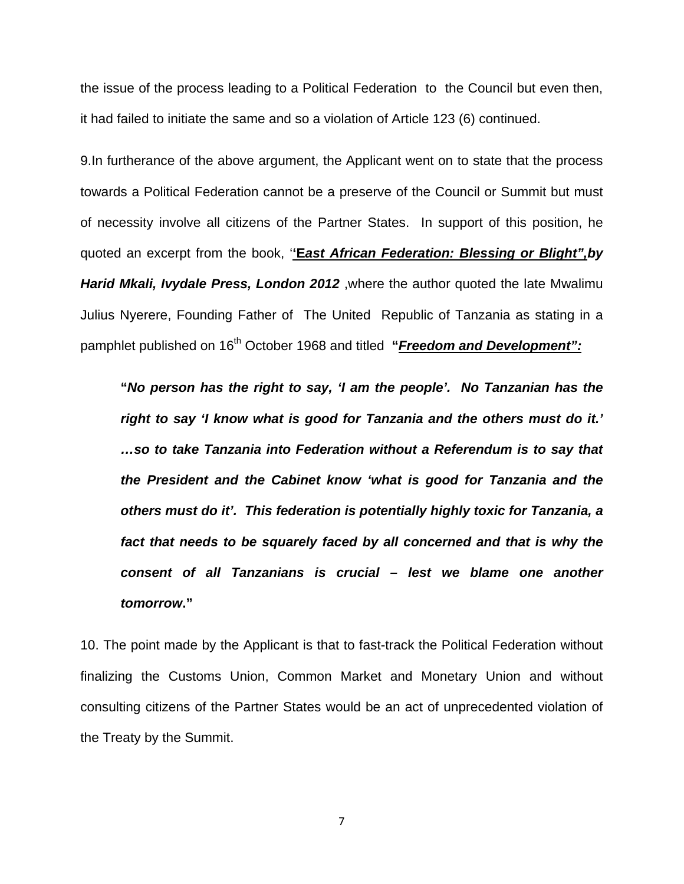the issue of the process leading to a Political Federation to the Council but even then, it had failed to initiate the same and so a violation of Article 123 (6) continued.

9.In furtherance of the above argument, the Applicant went on to state that the process towards a Political Federation cannot be a preserve of the Council or Summit but must of necessity involve all citizens of the Partner States. In support of this position, he quoted an excerpt from the book, '**'*East African Federation: Blessing or Blight",by Harid Mkali, Ivydale Press, London 2012*** ,where the author quoted the late Mwalimu Julius Nyerere, Founding Father of The United Republic of Tanzania as stating in a pamphlet published on 16th October 1968 and titled **"*Freedom and Development":***

> **"*No person has the right to say, 'I am the people'. No Tanzanian has the right to say 'I know what is good for Tanzania and the others must do it.' …so to take Tanzania into Federation without a Referendum is to say that the President and the Cabinet know 'what is good for Tanzania and the others must do it'. This federation is potentially highly toxic for Tanzania, a fact that needs to be squarely faced by all concerned and that is why the consent of all Tanzanians is crucial – lest we blame one another tomorrow*."**

10. The point made by the Applicant is that to fast-track the Political Federation without finalizing the Customs Union, Common Market and Monetary Union and without consulting citizens of the Partner States would be an act of unprecedented violation of the Treaty by the Summit.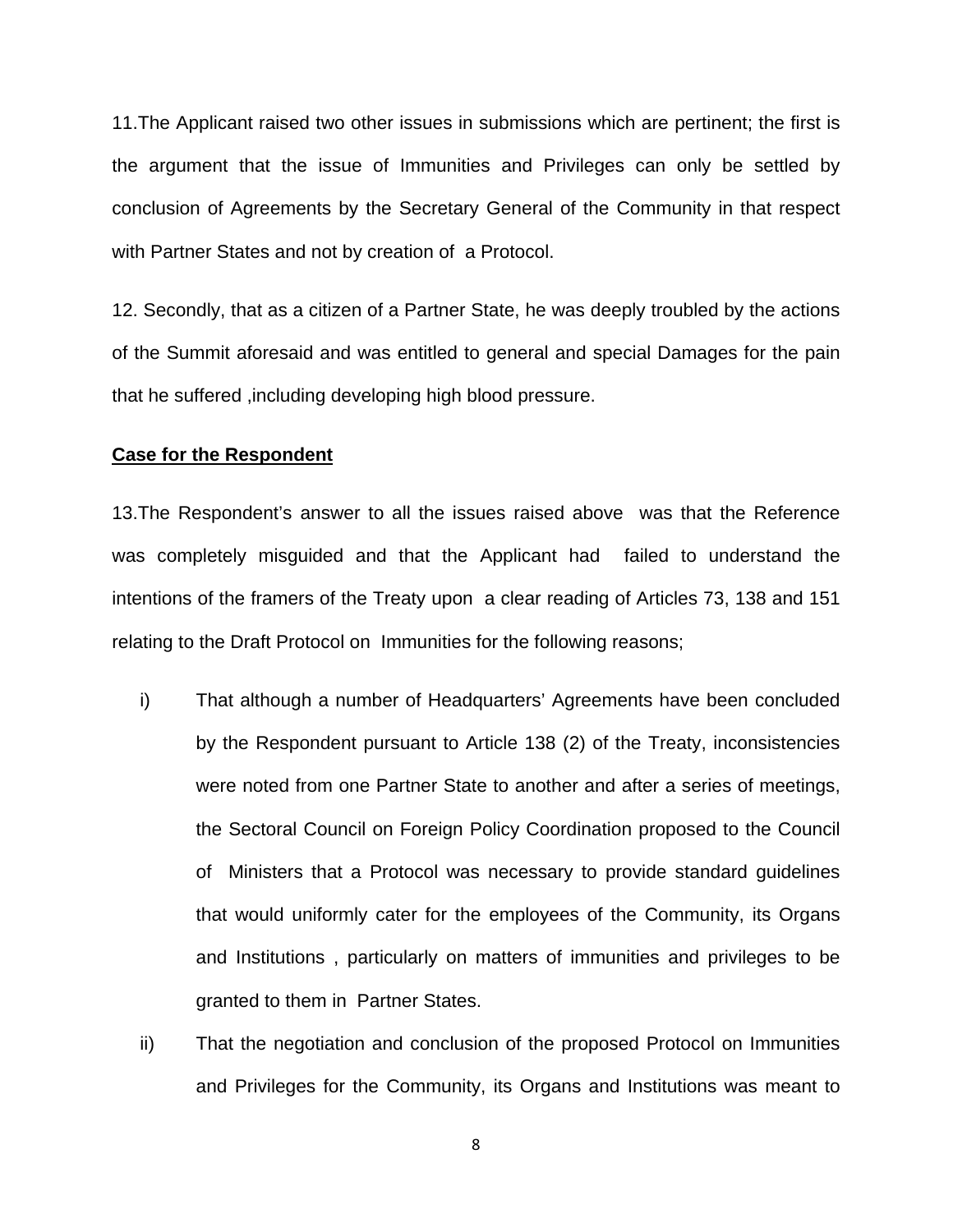11.The Applicant raised two other issues in submissions which are pertinent; the first is the argument that the issue of Immunities and Privileges can only be settled by conclusion of Agreements by the Secretary General of the Community in that respect with Partner States and not by creation of a Protocol.

12. Secondly, that as a citizen of a Partner State, he was deeply troubled by the actions of the Summit aforesaid and was entitled to general and special Damages for the pain that he suffered ,including developing high blood pressure.

**Case for the Respondent**

13.The Respondent's answer to all the issues raised above was that the Reference was completely misguided and that the Applicant had failed to understand the intentions of the framers of the Treaty upon a clear reading of Articles 73, 138 and 151 relating to the Draft Protocol on Immunities for the following reasons;

i) That although a number of Headquarters' Agreements have been concluded by the Respondent pursuant to Article 138 (2) of the Treaty, inconsistencies were noted from one Partner State to another and after a series of meetings, the Sectoral Council on Foreign Policy Coordination proposed to the Council of Ministers that a Protocol was necessary to provide standard guidelines that would uniformly cater for the employees of the Community, its Organs and Institutions , particularly on matters of immunities and privileges to be granted to them in Partner States.

ii) That the negotiation and conclusion of the proposed Protocol on Immunities and Privileges for the Community, its Organs and Institutions was meant to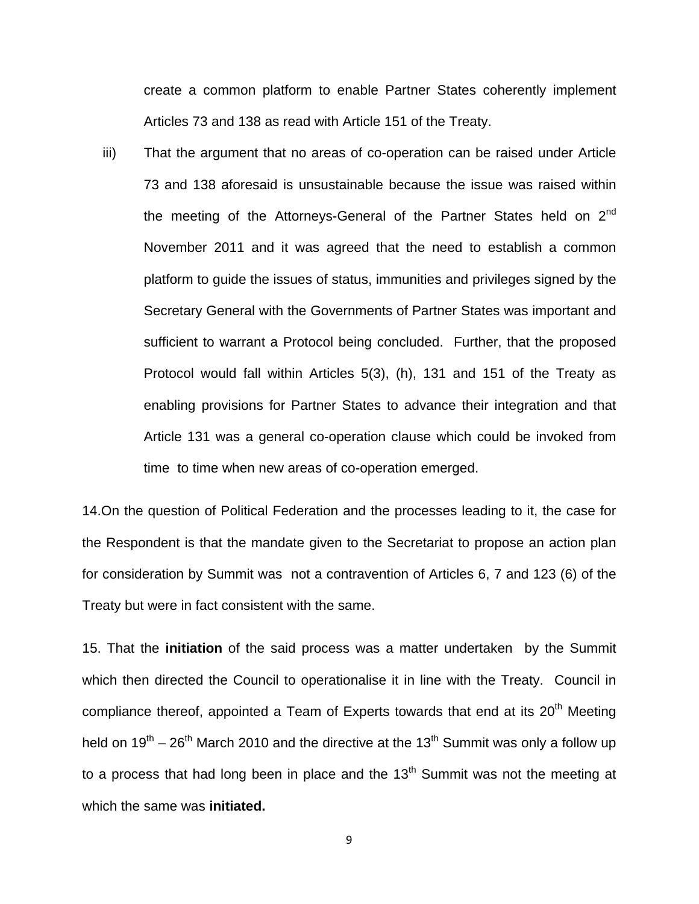create a common platform to enable Partner States coherently implement Articles 73 and 138 as read with Article 151 of the Treaty.

iii) That the argument that no areas of co-operation can be raised under Article 73 and 138 aforesaid is unsustainable because the issue was raised within the meeting of the Attorneys-General of the Partner States held on 2nd November 2011 and it was agreed that the need to establish a common platform to guide the issues of status, immunities and privileges signed by the Secretary General with the Governments of Partner States was important and sufficient to warrant a Protocol being concluded. Further, that the proposed Protocol would fall within Articles 5(3), (h), 131 and 151 of the Treaty as enabling provisions for Partner States to advance their integration and that Article 131 was a general co-operation clause which could be invoked from time to time when new areas of co-operation emerged.

14.On the question of Political Federation and the processes leading to it, the case for the Respondent is that the mandate given to the Secretariat to propose an action plan for consideration by Summit was not a contravention of Articles 6, 7 and 123 (6) of the Treaty but were in fact consistent with the same.

15. That the **initiation** of the said process was a matter undertaken by the Summit which then directed the Council to operationalise it in line with the Treaty. Council in compliance thereof, appointed a Team of Experts towards that end at its 20th Meeting held on 19th – 26th March 2010 and the directive at the 13th Summit was only a follow up to a process that had long been in place and the 13th Summit was not the meeting at which the same was **initiated.**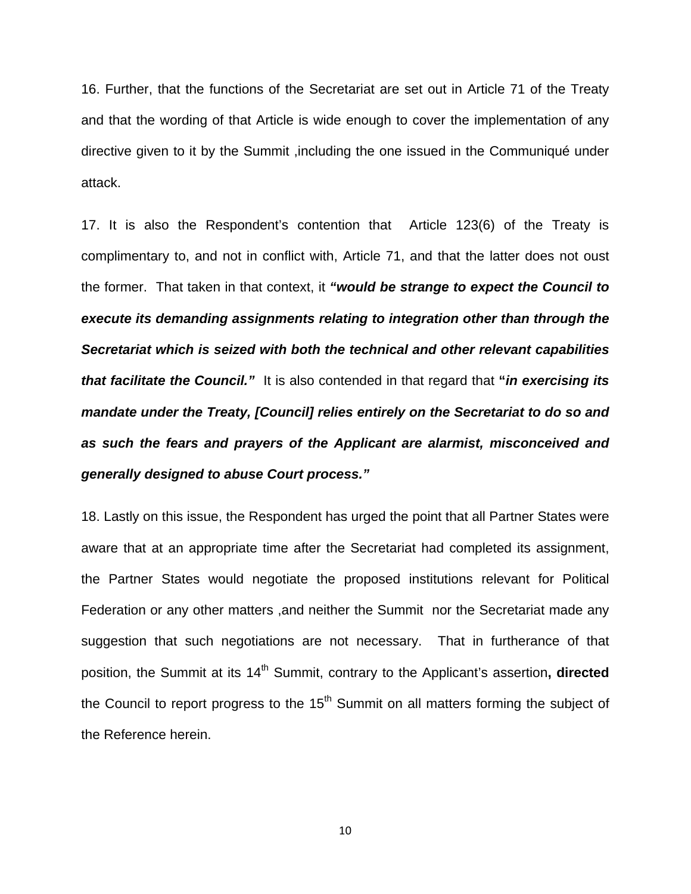16. Further, that the functions of the Secretariat are set out in Article 71 of the Treaty and that the wording of that Article is wide enough to cover the implementation of any directive given to it by the Summit ,including the one issued in the Communiqué under attack.

17. It is also the Respondent's contention that Article 123(6) of the Treaty is complimentary to, and not in conflict with, Article 71, and that the latter does not oust the former. That taken in that context, it ***"would be strange to expect the Council to execute its demanding assignments relating to integration other than through the Secretariat which is seized with both the technical and other relevant capabilities that facilitate the Council."*** It is also contended in that regard that **"*in exercising its mandate under the Treaty, [Council] relies entirely on the Secretariat to do so and as such the fears and prayers of the Applicant are alarmist, misconceived and generally designed to abuse Court process."***

18. Lastly on this issue, the Respondent has urged the point that all Partner States were aware that at an appropriate time after the Secretariat had completed its assignment, the Partner States would negotiate the proposed institutions relevant for Political Federation or any other matters ,and neither the Summit nor the Secretariat made any suggestion that such negotiations are not necessary. That in furtherance of that position, the Summit at its 14th Summit, contrary to the Applicant's assertion**, directed** the Council to report progress to the 15th Summit on all matters forming the subject of the Reference herein.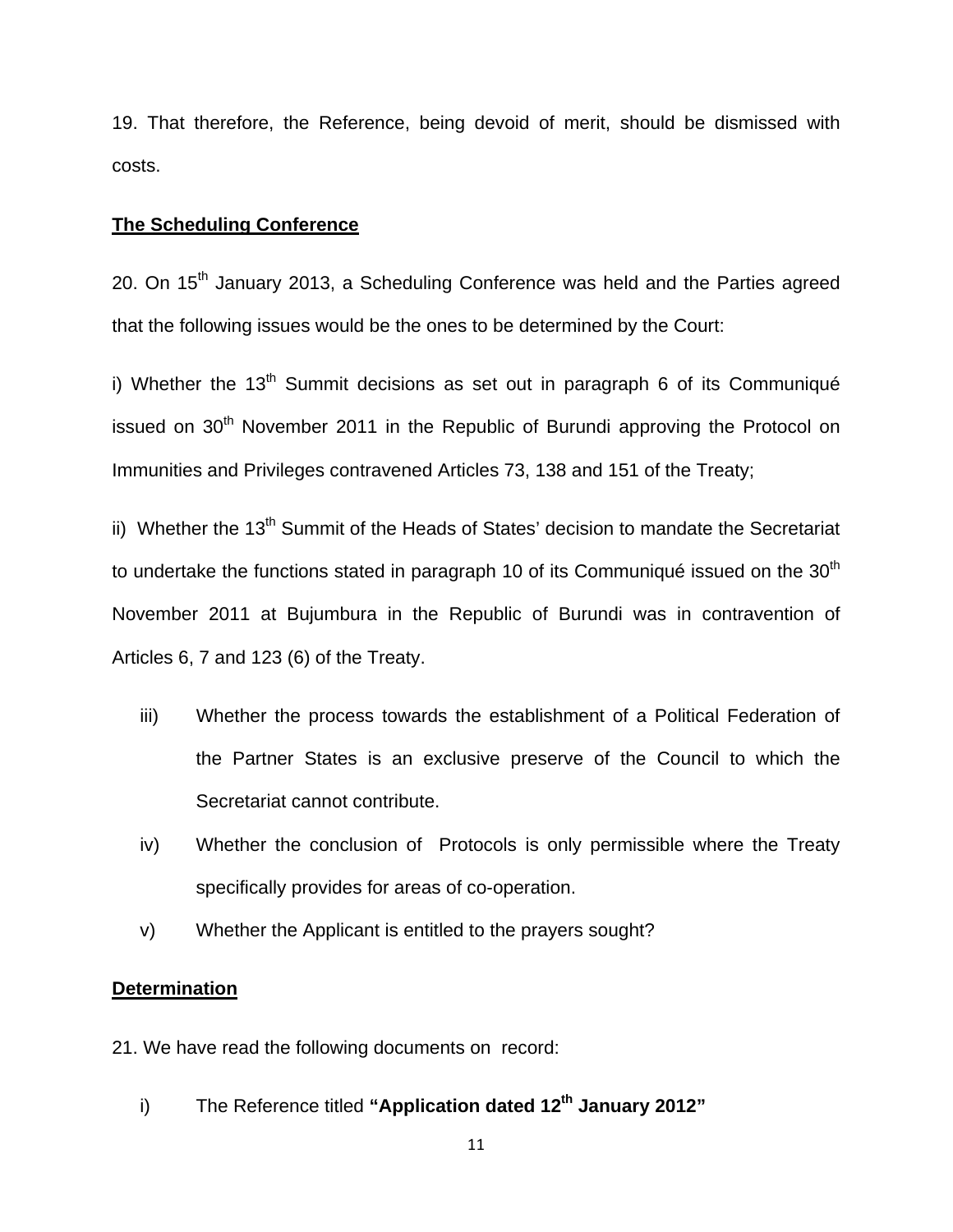19. That therefore, the Reference, being devoid of merit, should be dismissed with costs.

**The Scheduling Conference**

20. On 15th January 2013, a Scheduling Conference was held and the Parties agreed that the following issues would be the ones to be determined by the Court:

i) Whether the 13th Summit decisions as set out in paragraph 6 of its Communiqué issued on 30th November 2011 in the Republic of Burundi approving the Protocol on Immunities and Privileges contravened Articles 73, 138 and 151 of the Treaty;

ii) Whether the 13th Summit of the Heads of States' decision to mandate the Secretariat to undertake the functions stated in paragraph 10 of its Communiqué issued on the 30th November 2011 at Bujumbura in the Republic of Burundi was in contravention of Articles 6, 7 and 123 (6) of the Treaty.

iii) Whether the process towards the establishment of a Political Federation of the Partner States is an exclusive preserve of the Council to which the Secretariat cannot contribute.

iv) Whether the conclusion of Protocols is only permissible where the Treaty specifically provides for areas of co-operation.

v) Whether the Applicant is entitled to the prayers sought?

**Determination**

21. We have read the following documents on record:

i) The Reference titled **"Application dated 12th January 2012"**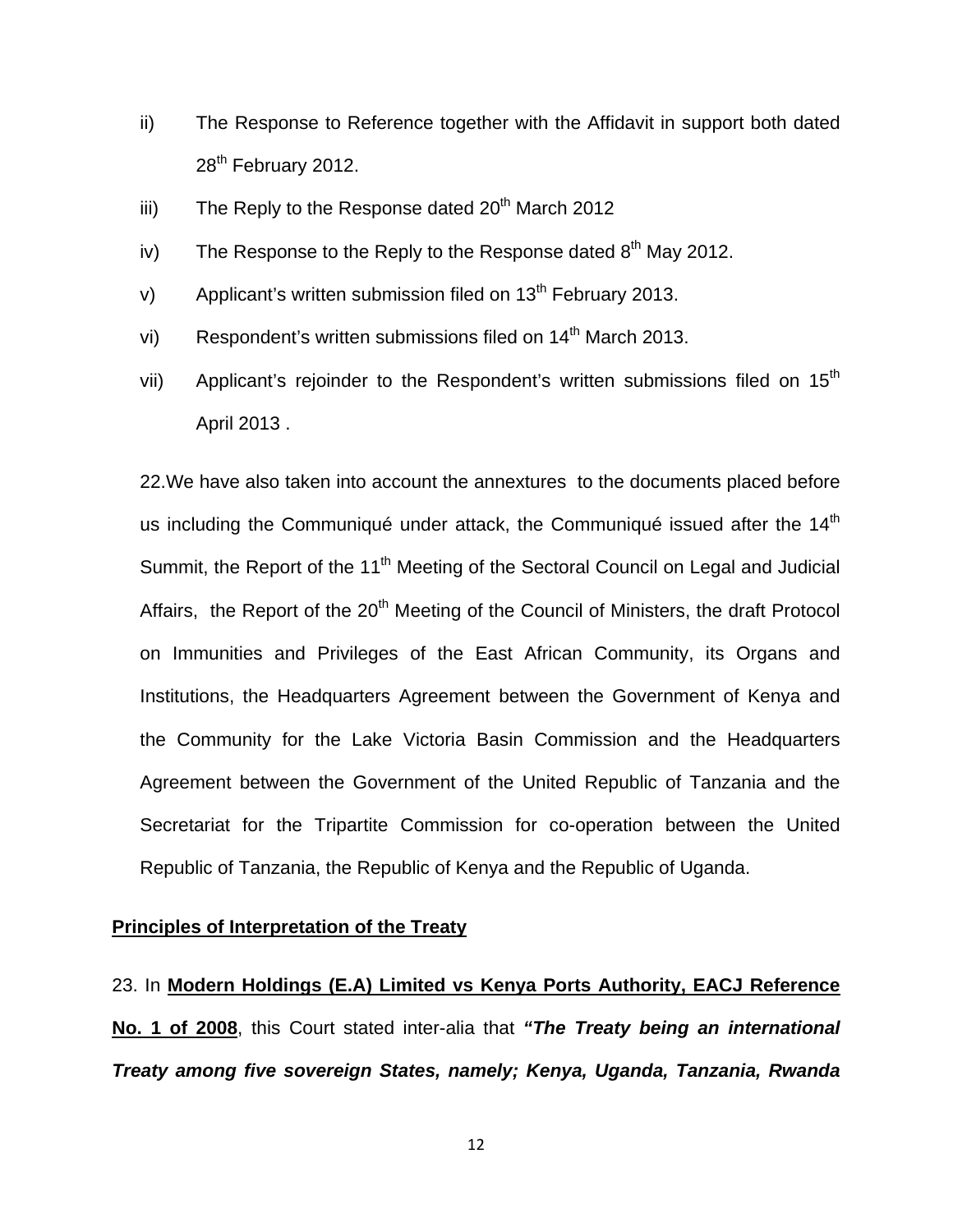ii) The Response to Reference together with the Affidavit in support both dated 28th February 2012.

iii) The Reply to the Response dated 20th March 2012

iv) The Response to the Reply to the Response dated 8th May 2012.

v) Applicant's written submission filed on 13th February 2013.

vi) Respondent's written submissions filed on 14th March 2013.

vii) Applicant's rejoinder to the Respondent's written submissions filed on 15th April 2013 .

22.We have also taken into account the annextures to the documents placed before us including the Communiqué under attack, the Communiqué issued after the 14th Summit, the Report of the 11th Meeting of the Sectoral Council on Legal and Judicial Affairs, the Report of the 20th Meeting of the Council of Ministers, the draft Protocol on Immunities and Privileges of the East African Community, its Organs and Institutions, the Headquarters Agreement between the Government of Kenya and the Community for the Lake Victoria Basin Commission and the Headquarters Agreement between the Government of the United Republic of Tanzania and the Secretariat for the Tripartite Commission for co-operation between the United Republic of Tanzania, the Republic of Kenya and the Republic of Uganda.

**Principles of Interpretation of the Treaty**

23. In **Modern Holdings (E.A) Limited vs Kenya Ports Authority, EACJ Reference No. 1 of 2008**, this Court stated inter-alia that ***"The Treaty being an international Treaty among five sovereign States, namely; Kenya, Uganda, Tanzania, Rwanda***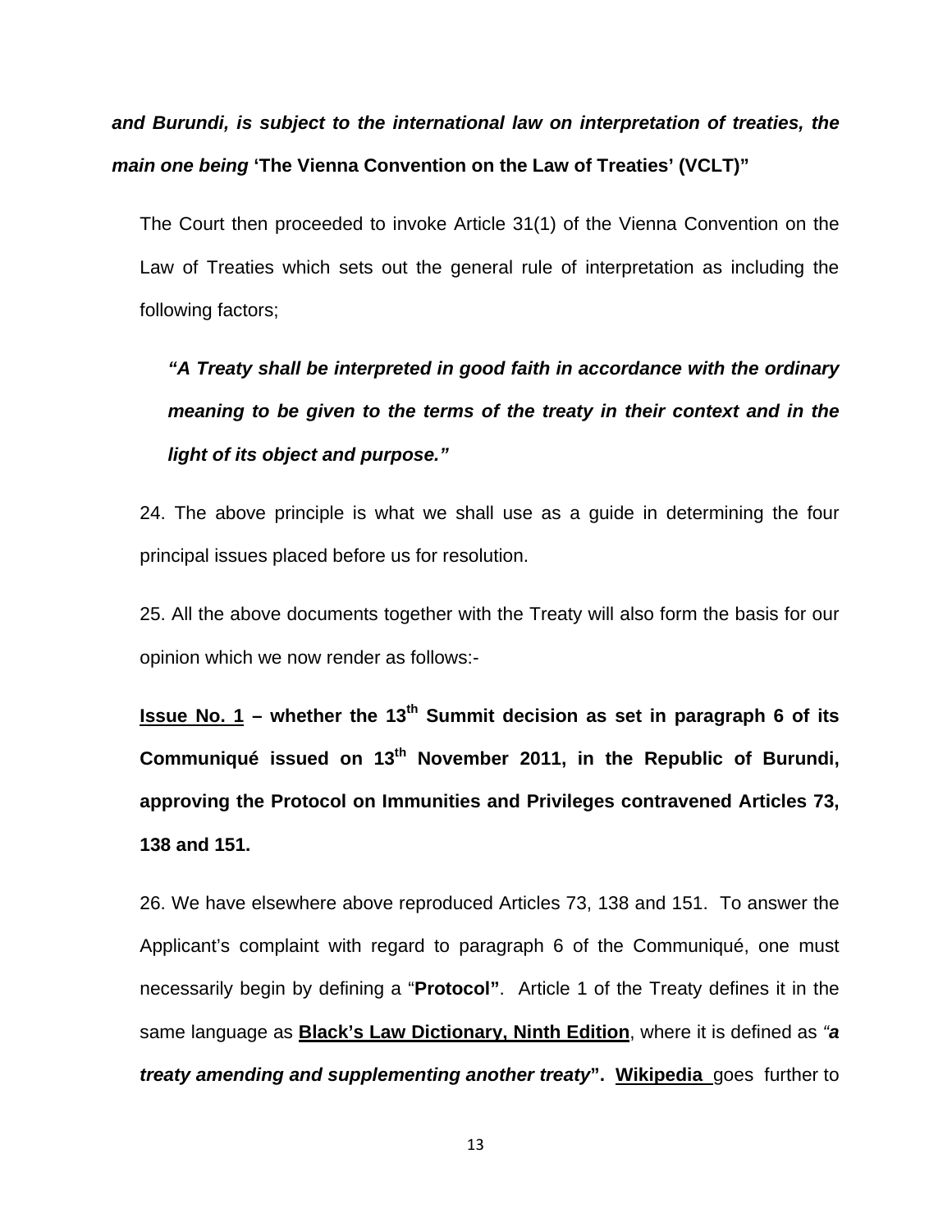***and Burundi, is subject to the international law on interpretation of treaties, the main one being* 'The Vienna Convention on the Law of Treaties' (VCLT)"**

The Court then proceeded to invoke Article 31(1) of the Vienna Convention on the Law of Treaties which sets out the general rule of interpretation as including the following factors;

> ***"A Treaty shall be interpreted in good faith in accordance with the ordinary meaning to be given to the terms of the treaty in their context and in the light of its object and purpose."***

24. The above principle is what we shall use as a guide in determining the four principal issues placed before us for resolution.

25. All the above documents together with the Treaty will also form the basis for our opinion which we now render as follows:-

**<u>Issue No. 1</u> – whether the 13th Summit decision as set in paragraph 6 of its Communiqué issued on 13th November 2011, in the Republic of Burundi, approving the Protocol on Immunities and Privileges contravened Articles 73, 138 and 151.**

26. We have elsewhere above reproduced Articles 73, 138 and 151. To answer the Applicant's complaint with regard to paragraph 6 of the Communiqué, one must necessarily begin by defining a "**Protocol"**. Article 1 of the Treaty defines it in the same language as **<u>Black's Law Dictionary, Ninth Edition</u>**, where it is defined as *"**a treaty amending and supplementing another treaty**"*. **<u>Wikipedia</u>** goes further to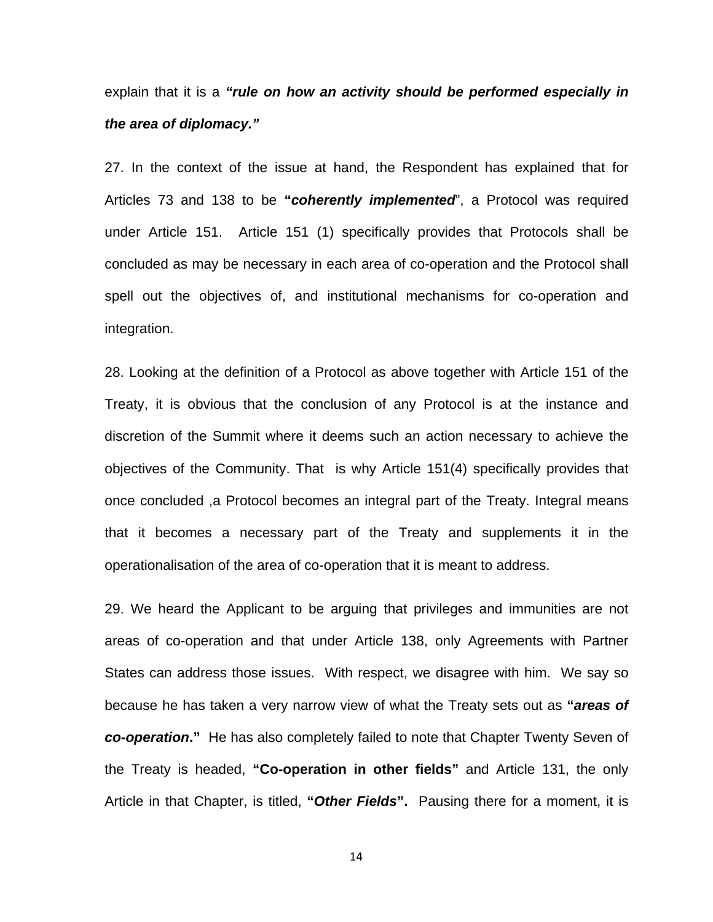explain that it is a ***"rule on how an activity should be performed especially in the area of diplomacy."***

27. In the context of the issue at hand, the Respondent has explained that for Articles 73 and 138 to be **"*coherently implemented*"**, a Protocol was required under Article 151. Article 151 (1) specifically provides that Protocols shall be concluded as may be necessary in each area of co-operation and the Protocol shall spell out the objectives of, and institutional mechanisms for co-operation and integration.

28. Looking at the definition of a Protocol as above together with Article 151 of the Treaty, it is obvious that the conclusion of any Protocol is at the instance and discretion of the Summit where it deems such an action necessary to achieve the objectives of the Community. That is why Article 151(4) specifically provides that once concluded ,a Protocol becomes an integral part of the Treaty. Integral means that it becomes a necessary part of the Treaty and supplements it in the operationalisation of the area of co-operation that it is meant to address.

29. We heard the Applicant to be arguing that privileges and immunities are not areas of co-operation and that under Article 138, only Agreements with Partner States can address those issues. With respect, we disagree with him. We say so because he has taken a very narrow view of what the Treaty sets out as **"*areas of co-operation*."** He has also completely failed to note that Chapter Twenty Seven of the Treaty is headed, **"Co-operation in other fields"** and Article 131, the only Article in that Chapter, is titled, **"*Other Fields*".** Pausing there for a moment, it is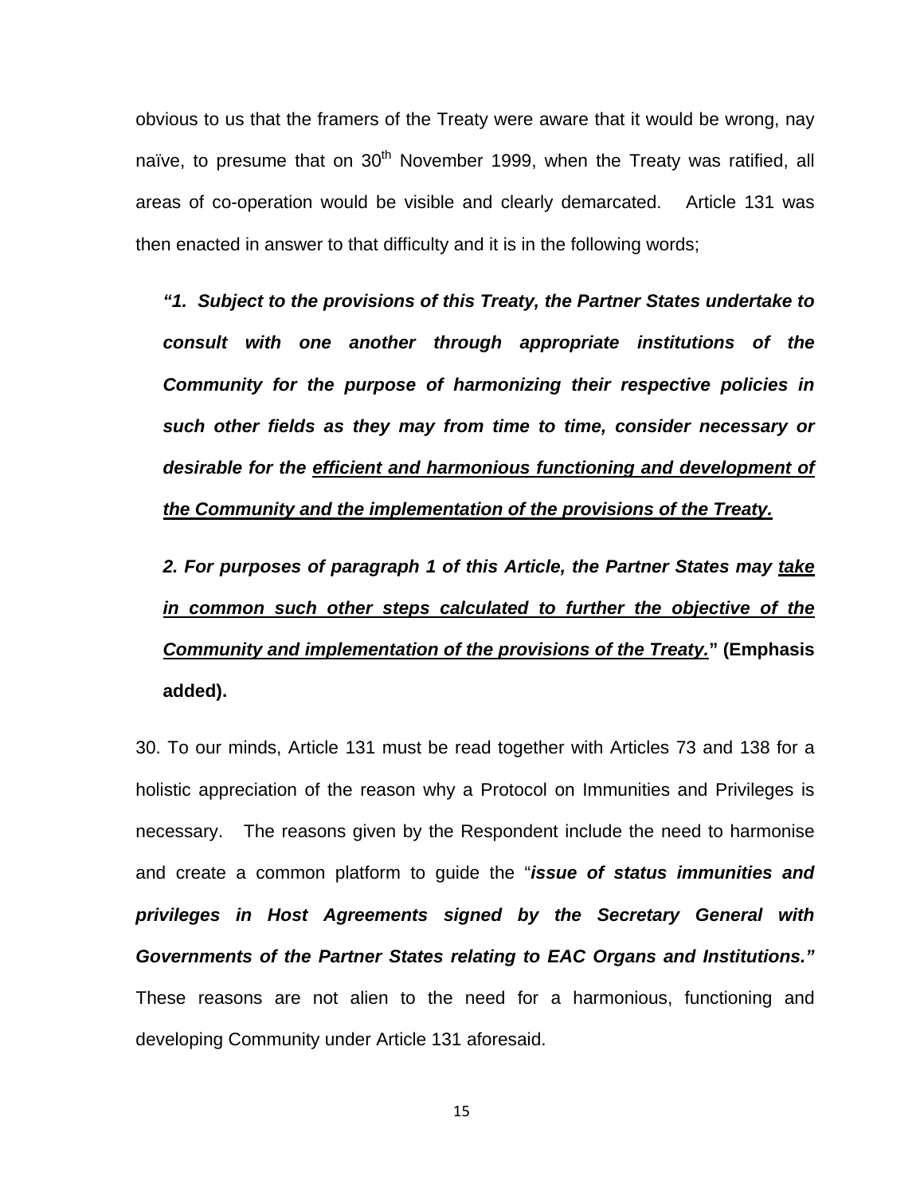obvious to us that the framers of the Treaty were aware that it would be wrong, nay naïve, to presume that on 30th November 1999, when the Treaty was ratified, all areas of co-operation would be visible and clearly demarcated. Article 131 was then enacted in answer to that difficulty and it is in the following words;

> ***"1. Subject to the provisions of this Treaty, the Partner States undertake to consult with one another through appropriate institutions of the Community for the purpose of harmonizing their respective policies in such other fields as they may from time to time, consider necessary or desirable for the <u>efficient and harmonious functioning and development of the Community and the implementation of the provisions of the Treaty.</u>***
>
> ***2. For purposes of paragraph 1 of this Article, the Partner States may <u>take in common such other steps calculated to further the objective of the Community and implementation of the provisions of the Treaty.</u>*" (Emphasis added).**

30. To our minds, Article 131 must be read together with Articles 73 and 138 for a holistic appreciation of the reason why a Protocol on Immunities and Privileges is necessary. The reasons given by the Respondent include the need to harmonise and create a common platform to guide the "***issue of status immunities and privileges in Host Agreements signed by the Secretary General with Governments of the Partner States relating to EAC Organs and Institutions."*** These reasons are not alien to the need for a harmonious, functioning and developing Community under Article 131 aforesaid.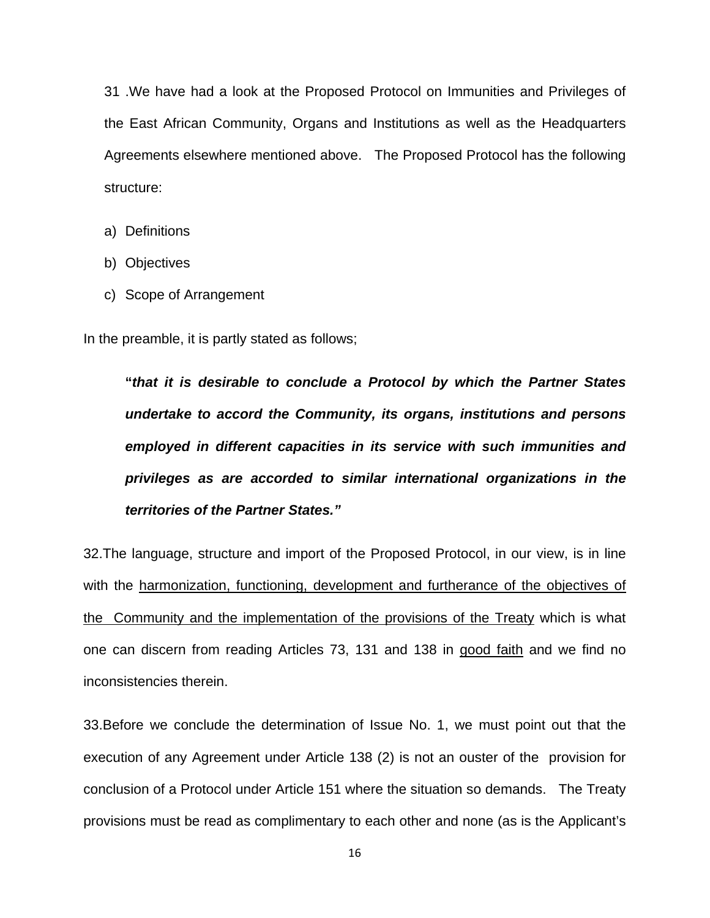31 .We have had a look at the Proposed Protocol on Immunities and Privileges of the East African Community, Organs and Institutions as well as the Headquarters Agreements elsewhere mentioned above. The Proposed Protocol has the following structure:

a) Definitions

b) Objectives

c) Scope of Arrangement

In the preamble, it is partly stated as follows;

> **"*that it is desirable to conclude a Protocol by which the Partner States undertake to accord the Community, its organs, institutions and persons employed in different capacities in its service with such immunities and privileges as are accorded to similar international organizations in the territories of the Partner States.*"**

32.The language, structure and import of the Proposed Protocol, in our view, is in line with the <u>harmonization, functioning, development and furtherance of the objectives of the Community and the implementation of the provisions of the Treaty</u> which is what one can discern from reading Articles 73, 131 and 138 in <u>good faith</u> and we find no inconsistencies therein.

33.Before we conclude the determination of Issue No. 1, we must point out that the execution of any Agreement under Article 138 (2) is not an ouster of the provision for conclusion of a Protocol under Article 151 where the situation so demands. The Treaty provisions must be read as complimentary to each other and none (as is the Applicant's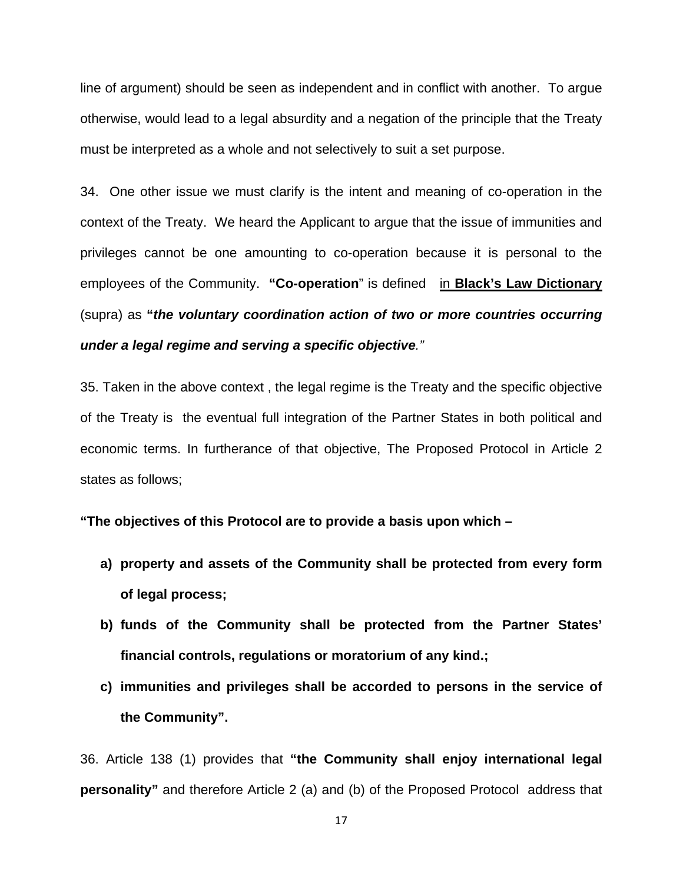line of argument) should be seen as independent and in conflict with another. To argue otherwise, would lead to a legal absurdity and a negation of the principle that the Treaty must be interpreted as a whole and not selectively to suit a set purpose.

34. One other issue we must clarify is the intent and meaning of co-operation in the context of the Treaty. We heard the Applicant to argue that the issue of immunities and privileges cannot be one amounting to co-operation because it is personal to the employees of the Community. **"Co-operation**" is defined in **Black's Law Dictionary** (supra) as **"*the voluntary coordination action of two or more countries occurring under a legal regime and serving a specific objective*.**"

35. Taken in the above context , the legal regime is the Treaty and the specific objective of the Treaty is the eventual full integration of the Partner States in both political and economic terms. In furtherance of that objective, The Proposed Protocol in Article 2 states as follows;

**"The objectives of this Protocol are to provide a basis upon which –**

- **a) property and assets of the Community shall be protected from every form of legal process;**
- **b) funds of the Community shall be protected from the Partner States' financial controls, regulations or moratorium of any kind.;**
- **c) immunities and privileges shall be accorded to persons in the service of the Community".**

36. Article 138 (1) provides that **"the Community shall enjoy international legal personality"** and therefore Article 2 (a) and (b) of the Proposed Protocol address that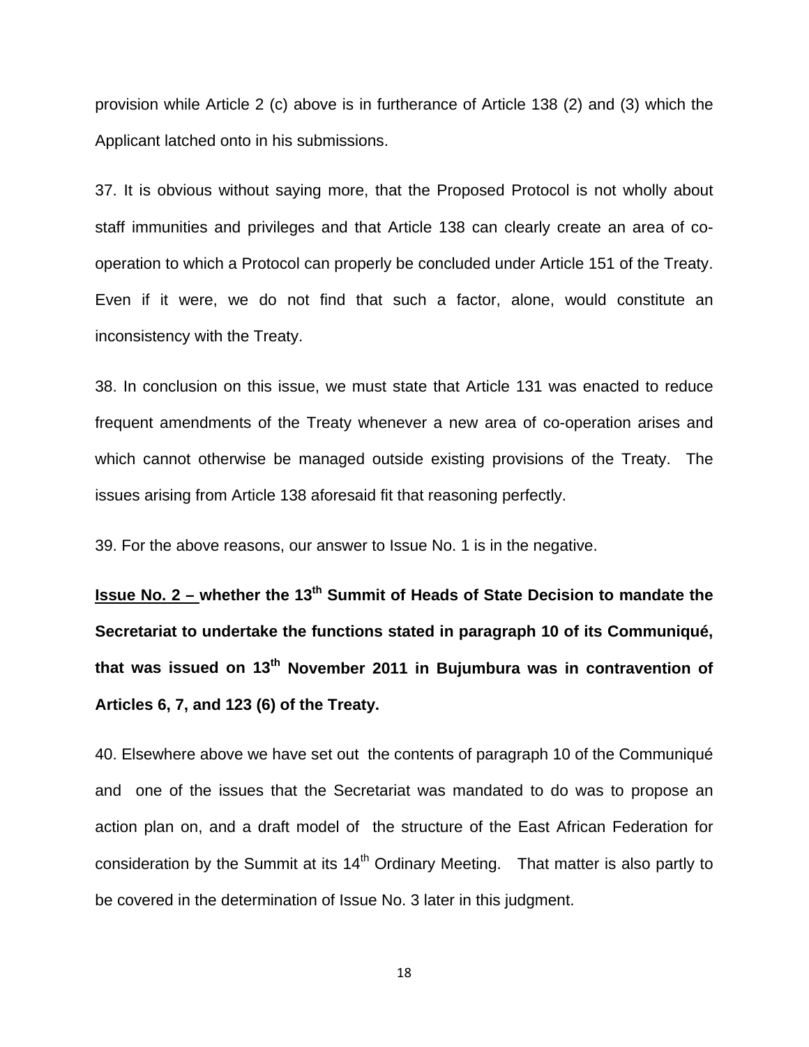provision while Article 2 (c) above is in furtherance of Article 138 (2) and (3) which the Applicant latched onto in his submissions.

37. It is obvious without saying more, that the Proposed Protocol is not wholly about staff immunities and privileges and that Article 138 can clearly create an area of co-operation to which a Protocol can properly be concluded under Article 151 of the Treaty. Even if it were, we do not find that such a factor, alone, would constitute an inconsistency with the Treaty.

38. In conclusion on this issue, we must state that Article 131 was enacted to reduce frequent amendments of the Treaty whenever a new area of co-operation arises and which cannot otherwise be managed outside existing provisions of the Treaty. The issues arising from Article 138 aforesaid fit that reasoning perfectly.

39. For the above reasons, our answer to Issue No. 1 is in the negative.

**<u>Issue No. 2 –</u> whether the 13th Summit of Heads of State Decision to mandate the Secretariat to undertake the functions stated in paragraph 10 of its Communiqué, that was issued on 13th November 2011 in Bujumbura was in contravention of Articles 6, 7, and 123 (6) of the Treaty.**

40. Elsewhere above we have set out the contents of paragraph 10 of the Communiqué and one of the issues that the Secretariat was mandated to do was to propose an action plan on, and a draft model of the structure of the East African Federation for consideration by the Summit at its 14th Ordinary Meeting. That matter is also partly to be covered in the determination of Issue No. 3 later in this judgment.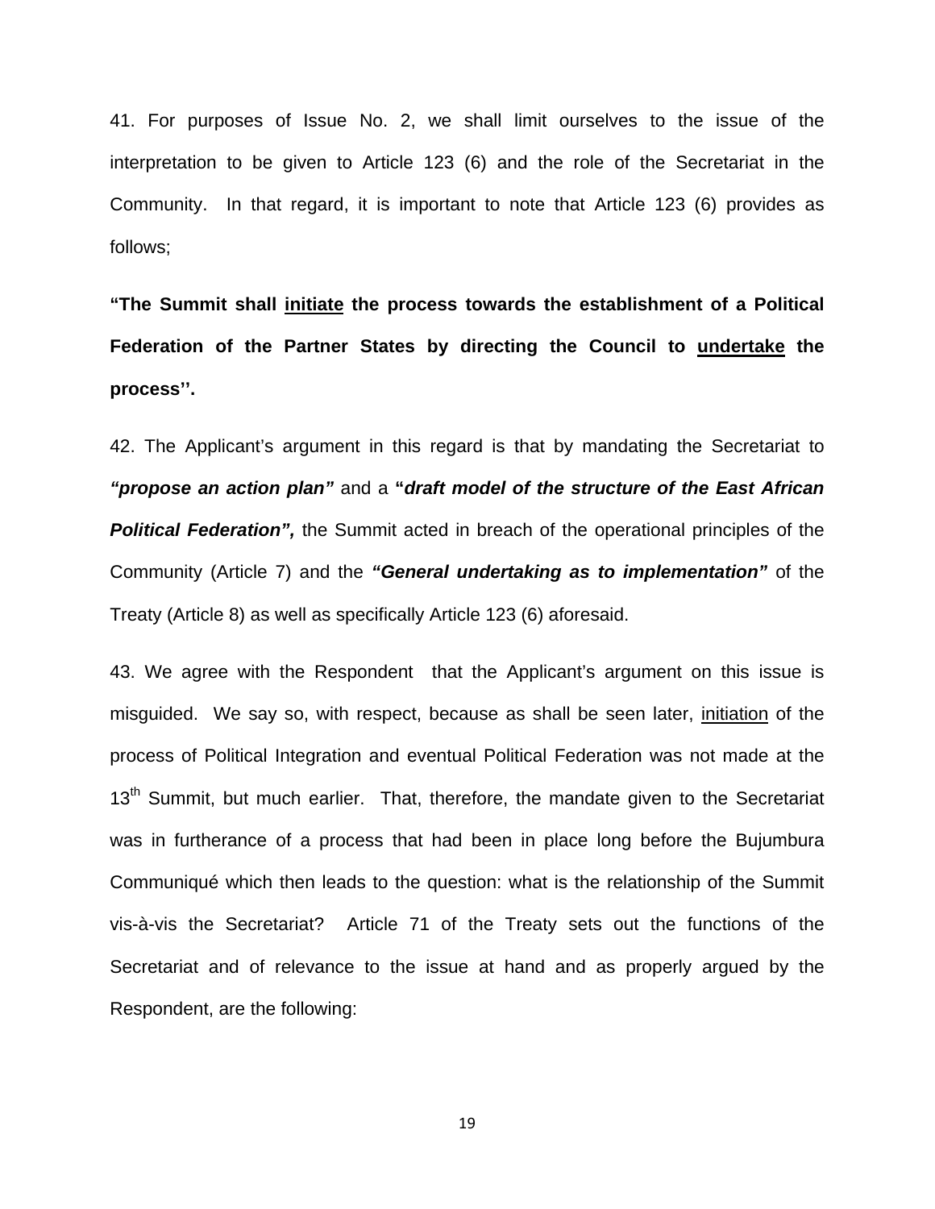41. For purposes of Issue No. 2, we shall limit ourselves to the issue of the interpretation to be given to Article 123 (6) and the role of the Secretariat in the Community. In that regard, it is important to note that Article 123 (6) provides as follows;

**"The Summit shall <u>initiate</u> the process towards the establishment of a Political Federation of the Partner States by directing the Council to <u>undertake</u> the process''.**

42. The Applicant's argument in this regard is that by mandating the Secretariat to ***"propose an action plan"*** and a **"*draft model of the structure of the East African Political Federation",*** the Summit acted in breach of the operational principles of the Community (Article 7) and the ***"General undertaking as to implementation"*** of the Treaty (Article 8) as well as specifically Article 123 (6) aforesaid.

43. We agree with the Respondent that the Applicant's argument on this issue is misguided. We say so, with respect, because as shall be seen later, <u>initiation</u> of the process of Political Integration and eventual Political Federation was not made at the 13th Summit, but much earlier. That, therefore, the mandate given to the Secretariat was in furtherance of a process that had been in place long before the Bujumbura Communiqué which then leads to the question: what is the relationship of the Summit vis-à-vis the Secretariat? Article 71 of the Treaty sets out the functions of the Secretariat and of relevance to the issue at hand and as properly argued by the Respondent, are the following: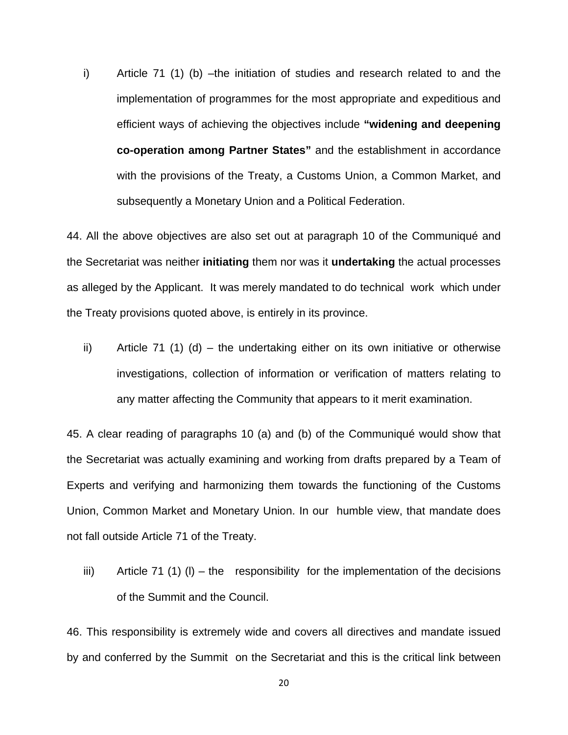i) Article 71 (1) (b) –the initiation of studies and research related to and the implementation of programmes for the most appropriate and expeditious and efficient ways of achieving the objectives include **"widening and deepening co-operation among Partner States"** and the establishment in accordance with the provisions of the Treaty, a Customs Union, a Common Market, and subsequently a Monetary Union and a Political Federation.

44. All the above objectives are also set out at paragraph 10 of the Communiqué and the Secretariat was neither **initiating** them nor was it **undertaking** the actual processes as alleged by the Applicant. It was merely mandated to do technical work which under the Treaty provisions quoted above, is entirely in its province.

ii) Article 71 (1) (d) – the undertaking either on its own initiative or otherwise investigations, collection of information or verification of matters relating to any matter affecting the Community that appears to it merit examination.

45. A clear reading of paragraphs 10 (a) and (b) of the Communiqué would show that the Secretariat was actually examining and working from drafts prepared by a Team of Experts and verifying and harmonizing them towards the functioning of the Customs Union, Common Market and Monetary Union. In our humble view, that mandate does not fall outside Article 71 of the Treaty.

iii) Article 71 (1) (l) – the responsibility for the implementation of the decisions of the Summit and the Council.

46. This responsibility is extremely wide and covers all directives and mandate issued by and conferred by the Summit on the Secretariat and this is the critical link between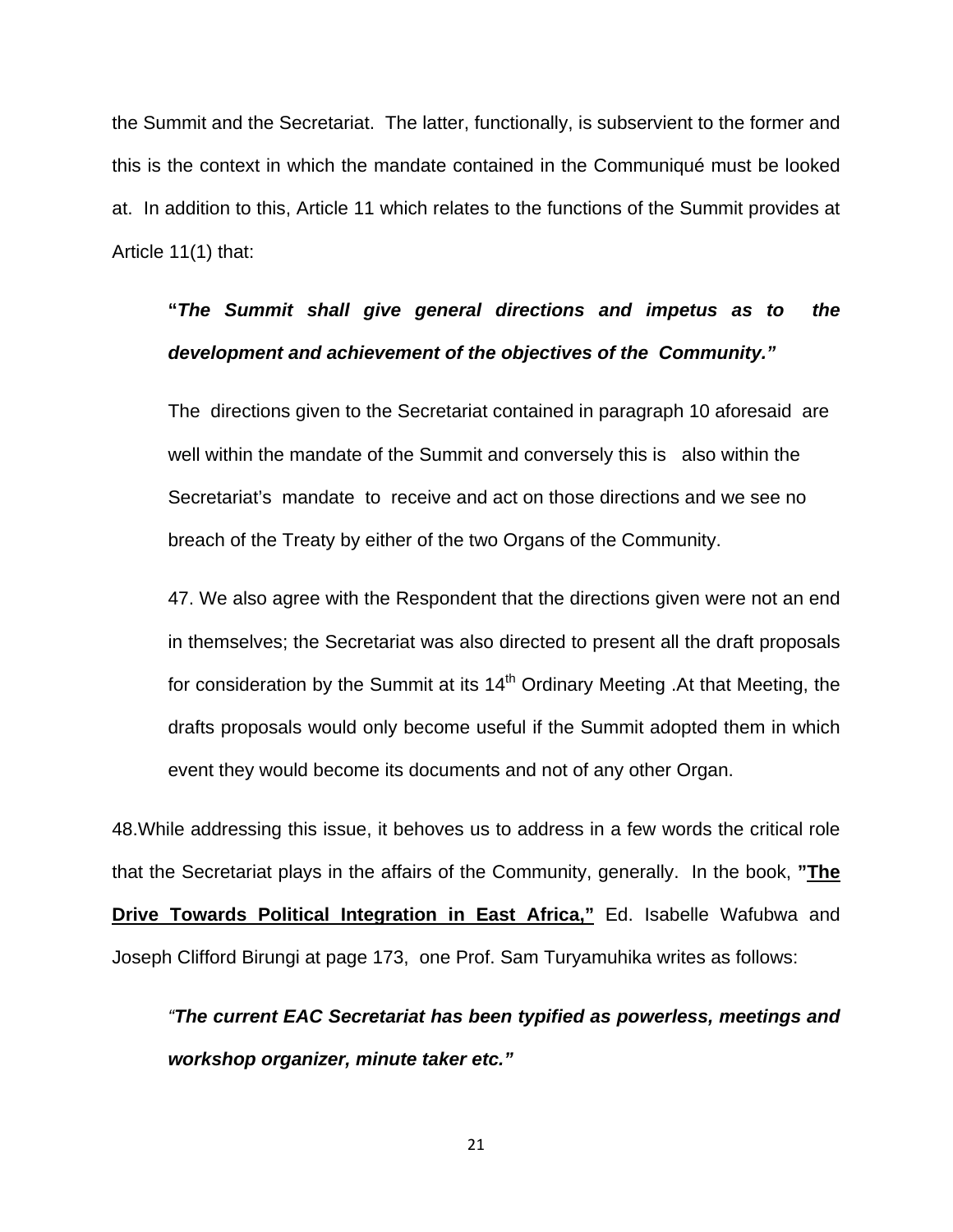the Summit and the Secretariat. The latter, functionally, is subservient to the former and this is the context in which the mandate contained in the Communiqué must be looked at. In addition to this, Article 11 which relates to the functions of the Summit provides at Article 11(1) that:

> **"*The Summit shall give general directions and impetus as to the development and achievement of the objectives of the Community."***

The directions given to the Secretariat contained in paragraph 10 aforesaid are well within the mandate of the Summit and conversely this is also within the Secretariat's mandate to receive and act on those directions and we see no breach of the Treaty by either of the two Organs of the Community.

47. We also agree with the Respondent that the directions given were not an end in themselves; the Secretariat was also directed to present all the draft proposals for consideration by the Summit at its 14th Ordinary Meeting .At that Meeting, the drafts proposals would only become useful if the Summit adopted them in which event they would become its documents and not of any other Organ.

48.While addressing this issue, it behoves us to address in a few words the critical role that the Secretariat plays in the affairs of the Community, generally. In the book, **"<u>The Drive Towards Political Integration in East Africa,"</u>** Ed. Isabelle Wafubwa and Joseph Clifford Birungi at page 173, one Prof. Sam Turyamuhika writes as follows:

> *"**The current EAC Secretariat has been typified as powerless, meetings and workshop organizer, minute taker etc."***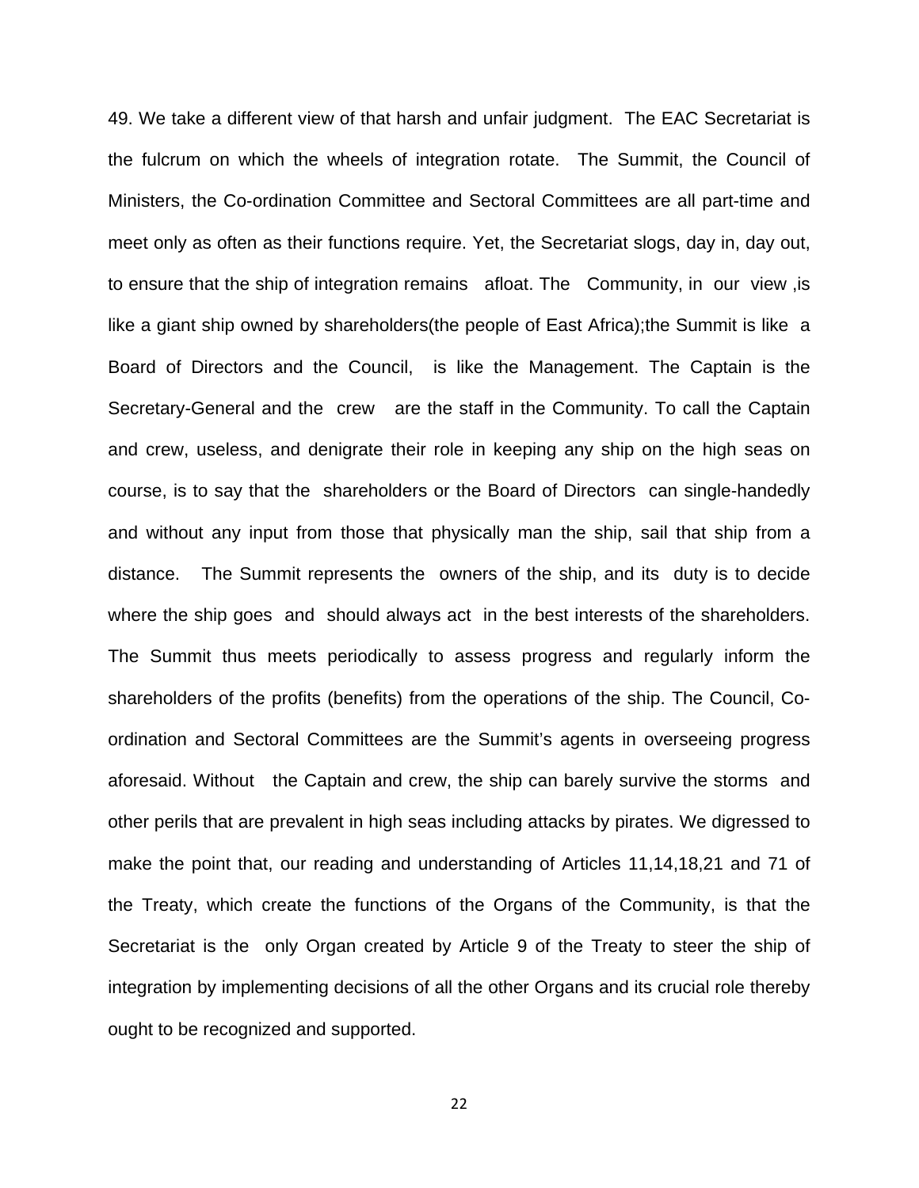49. We take a different view of that harsh and unfair judgment. The EAC Secretariat is the fulcrum on which the wheels of integration rotate. The Summit, the Council of Ministers, the Co-ordination Committee and Sectoral Committees are all part-time and meet only as often as their functions require. Yet, the Secretariat slogs, day in, day out, to ensure that the ship of integration remains afloat. The Community, in our view ,is like a giant ship owned by shareholders(the people of East Africa);the Summit is like a Board of Directors and the Council, is like the Management. The Captain is the Secretary-General and the crew are the staff in the Community. To call the Captain and crew, useless, and denigrate their role in keeping any ship on the high seas on course, is to say that the shareholders or the Board of Directors can single-handedly and without any input from those that physically man the ship, sail that ship from a distance. The Summit represents the owners of the ship, and its duty is to decide where the ship goes and should always act in the best interests of the shareholders. The Summit thus meets periodically to assess progress and regularly inform the shareholders of the profits (benefits) from the operations of the ship. The Council, Co-ordination and Sectoral Committees are the Summit's agents in overseeing progress aforesaid. Without the Captain and crew, the ship can barely survive the storms and other perils that are prevalent in high seas including attacks by pirates. We digressed to make the point that, our reading and understanding of Articles 11,14,18,21 and 71 of the Treaty, which create the functions of the Organs of the Community, is that the Secretariat is the only Organ created by Article 9 of the Treaty to steer the ship of integration by implementing decisions of all the other Organs and its crucial role thereby ought to be recognized and supported.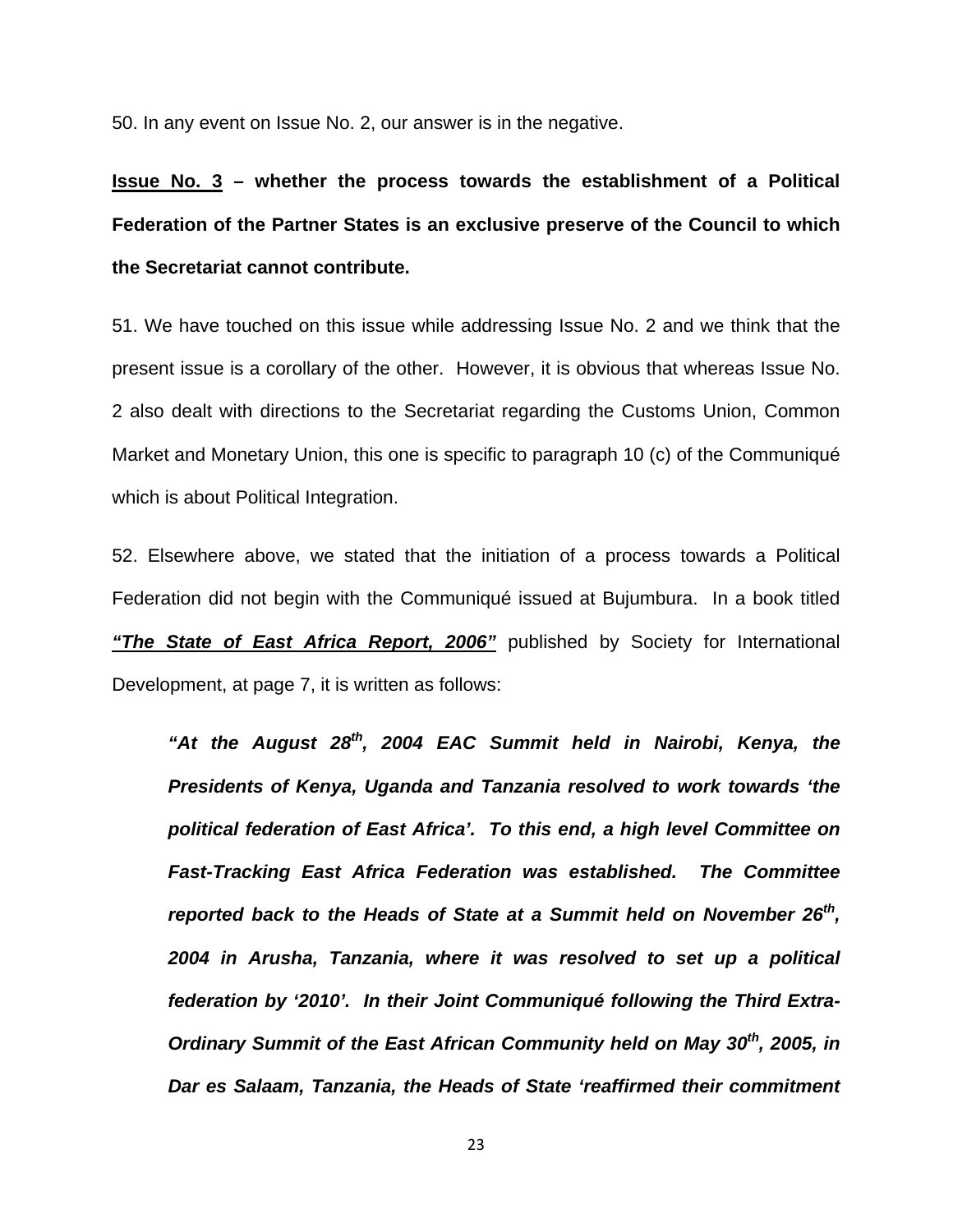50. In any event on Issue No. 2, our answer is in the negative.

**<u>Issue No. 3</u> – whether the process towards the establishment of a Political Federation of the Partner States is an exclusive preserve of the Council to which the Secretariat cannot contribute.**

51. We have touched on this issue while addressing Issue No. 2 and we think that the present issue is a corollary of the other. However, it is obvious that whereas Issue No. 2 also dealt with directions to the Secretariat regarding the Customs Union, Common Market and Monetary Union, this one is specific to paragraph 10 (c) of the Communiqué which is about Political Integration.

52. Elsewhere above, we stated that the initiation of a process towards a Political Federation did not begin with the Communiqué issued at Bujumbura. In a book titled ***<u>"The State of East Africa Report, 2006"</u>*** published by Society for International Development, at page 7, it is written as follows:

> ***"At the August 28th, 2004 EAC Summit held in Nairobi, Kenya, the Presidents of Kenya, Uganda and Tanzania resolved to work towards 'the political federation of East Africa'. To this end, a high level Committee on Fast-Tracking East Africa Federation was established. The Committee reported back to the Heads of State at a Summit held on November 26th, 2004 in Arusha, Tanzania, where it was resolved to set up a political federation by '2010'. In their Joint Communiqué following the Third Extra-Ordinary Summit of the East African Community held on May 30th, 2005, in Dar es Salaam, Tanzania, the Heads of State 'reaffirmed their commitment***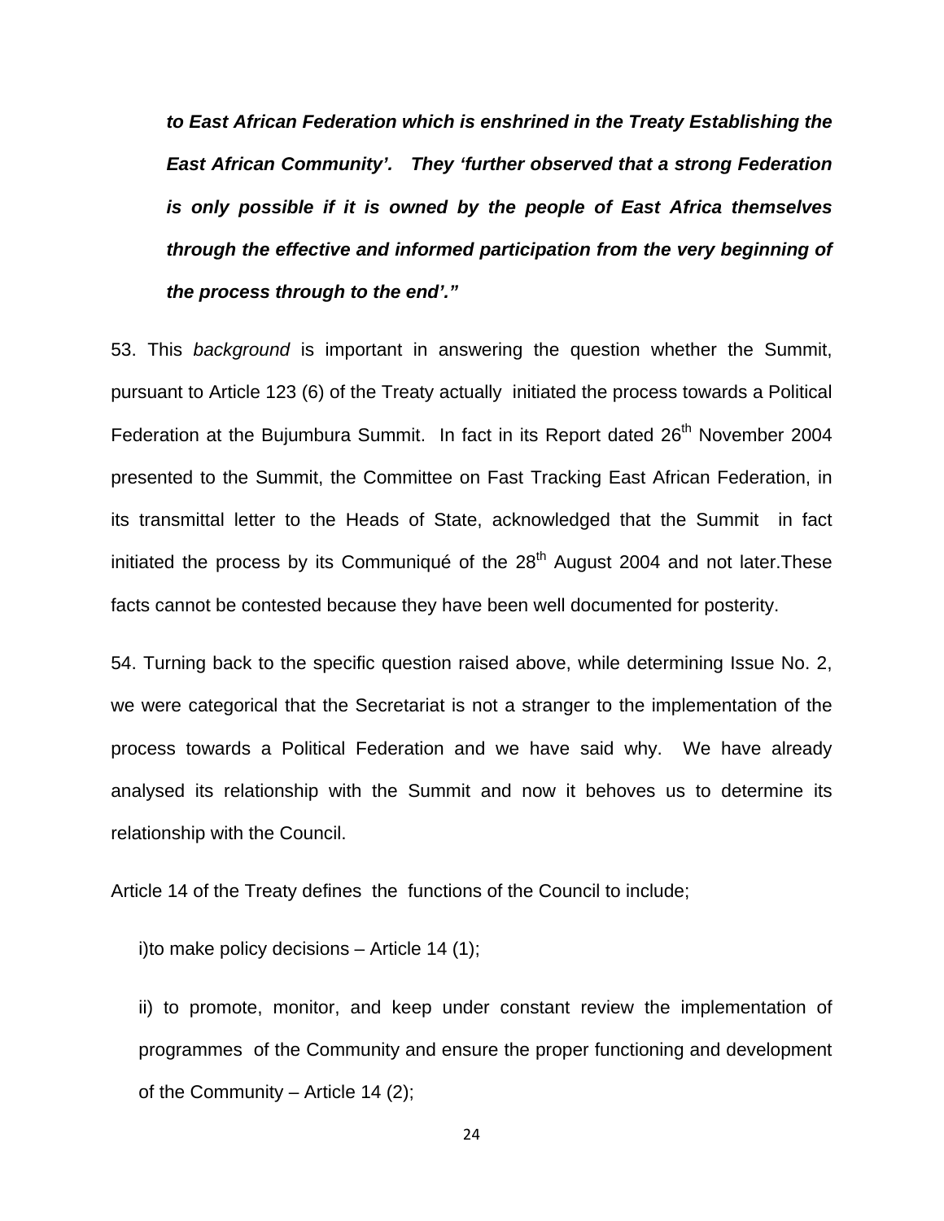***to East African Federation which is enshrined in the Treaty Establishing the East African Community'. They 'further observed that a strong Federation is only possible if it is owned by the people of East Africa themselves through the effective and informed participation from the very beginning of the process through to the end'."***

53. This *background* is important in answering the question whether the Summit, pursuant to Article 123 (6) of the Treaty actually initiated the process towards a Political Federation at the Bujumbura Summit. In fact in its Report dated 26th November 2004 presented to the Summit, the Committee on Fast Tracking East African Federation, in its transmittal letter to the Heads of State, acknowledged that the Summit in fact initiated the process by its Communiqué of the 28th August 2004 and not later.These facts cannot be contested because they have been well documented for posterity.

54. Turning back to the specific question raised above, while determining Issue No. 2, we were categorical that the Secretariat is not a stranger to the implementation of the process towards a Political Federation and we have said why. We have already analysed its relationship with the Summit and now it behoves us to determine its relationship with the Council.

Article 14 of the Treaty defines the functions of the Council to include;

i)to make policy decisions – Article 14 (1);

ii) to promote, monitor, and keep under constant review the implementation of programmes of the Community and ensure the proper functioning and development of the Community – Article 14 (2);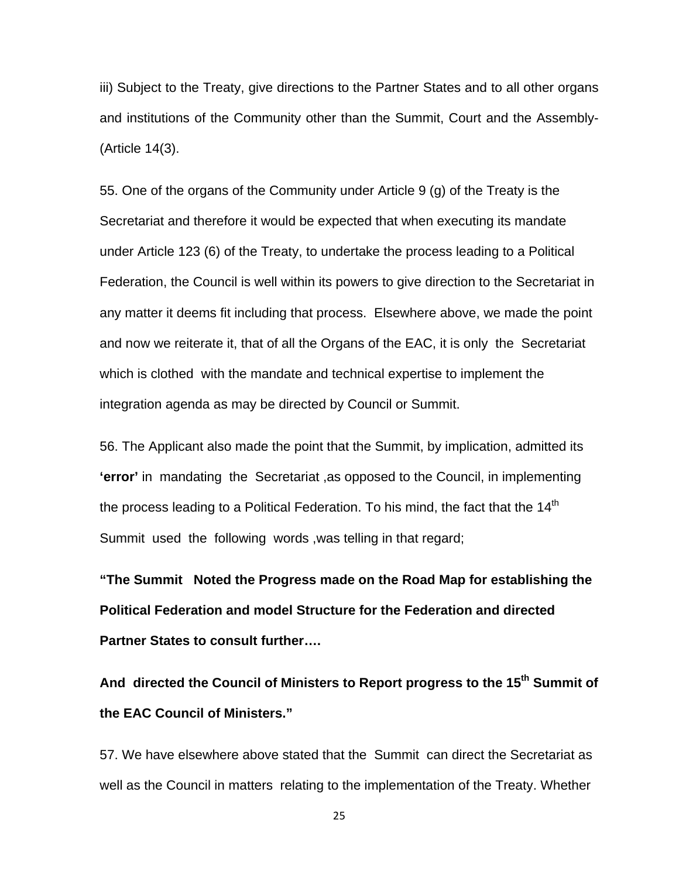iii) Subject to the Treaty, give directions to the Partner States and to all other organs and institutions of the Community other than the Summit, Court and the Assembly- (Article 14(3).

55. One of the organs of the Community under Article 9 (g) of the Treaty is the Secretariat and therefore it would be expected that when executing its mandate under Article 123 (6) of the Treaty, to undertake the process leading to a Political Federation, the Council is well within its powers to give direction to the Secretariat in any matter it deems fit including that process. Elsewhere above, we made the point and now we reiterate it, that of all the Organs of the EAC, it is only the Secretariat which is clothed with the mandate and technical expertise to implement the integration agenda as may be directed by Council or Summit.

56. The Applicant also made the point that the Summit, by implication, admitted its **'error'** in mandating the Secretariat ,as opposed to the Council, in implementing the process leading to a Political Federation. To his mind, the fact that the 14th Summit used the following words ,was telling in that regard;

**"The Summit Noted the Progress made on the Road Map for establishing the Political Federation and model Structure for the Federation and directed Partner States to consult further….**

**And directed the Council of Ministers to Report progress to the 15th Summit of the EAC Council of Ministers."**

57. We have elsewhere above stated that the Summit can direct the Secretariat as well as the Council in matters relating to the implementation of the Treaty. Whether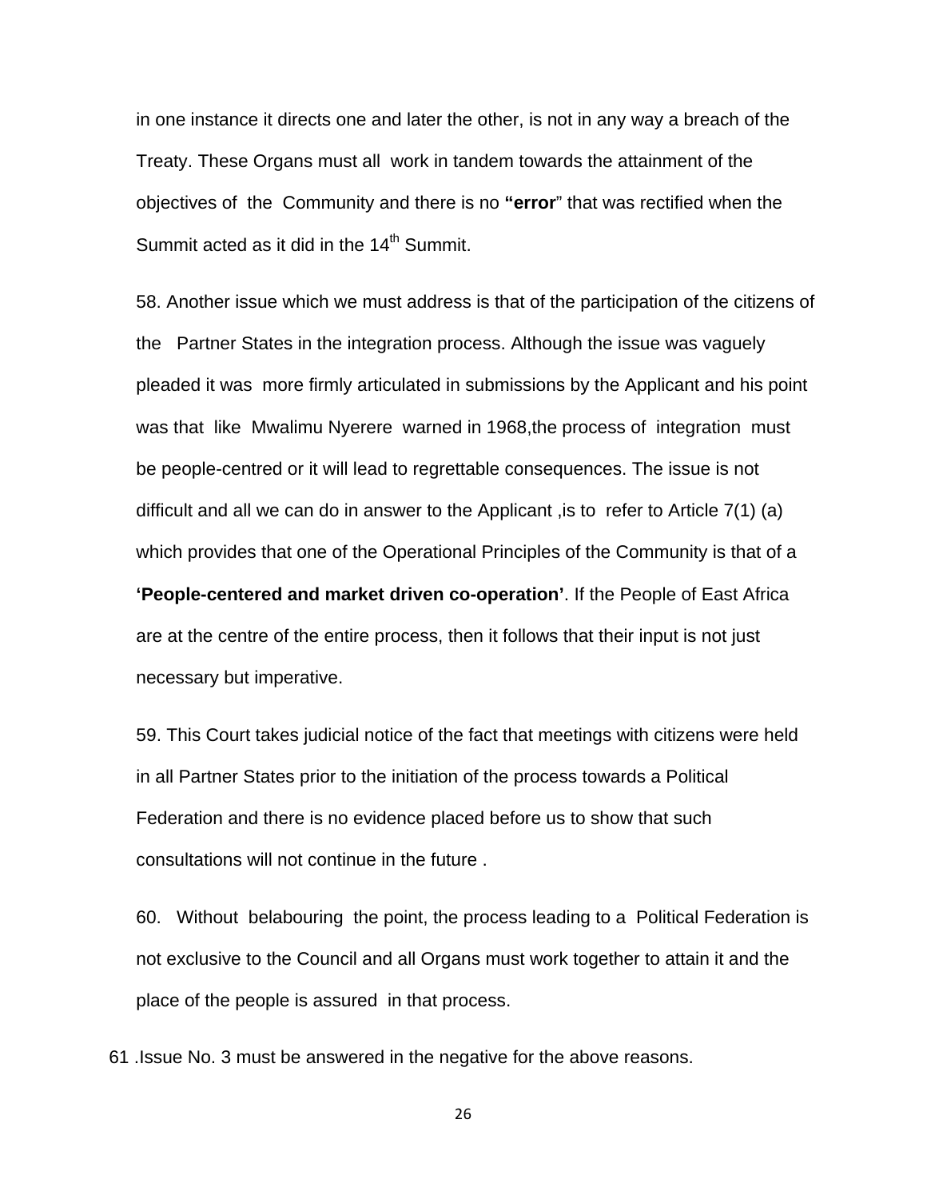in one instance it directs one and later the other, is not in any way a breach of the Treaty. These Organs must all work in tandem towards the attainment of the objectives of the Community and there is no **"error**" that was rectified when the Summit acted as it did in the 14th Summit.

58. Another issue which we must address is that of the participation of the citizens of the Partner States in the integration process. Although the issue was vaguely pleaded it was more firmly articulated in submissions by the Applicant and his point was that like Mwalimu Nyerere warned in 1968,the process of integration must be people-centred or it will lead to regrettable consequences. The issue is not difficult and all we can do in answer to the Applicant ,is to refer to Article 7(1) (a) which provides that one of the Operational Principles of the Community is that of a **'People-centered and market driven co-operation'**. If the People of East Africa are at the centre of the entire process, then it follows that their input is not just necessary but imperative.

59. This Court takes judicial notice of the fact that meetings with citizens were held in all Partner States prior to the initiation of the process towards a Political Federation and there is no evidence placed before us to show that such consultations will not continue in the future .

60. Without belabouring the point, the process leading to a Political Federation is not exclusive to the Council and all Organs must work together to attain it and the place of the people is assured in that process.

61 .Issue No. 3 must be answered in the negative for the above reasons.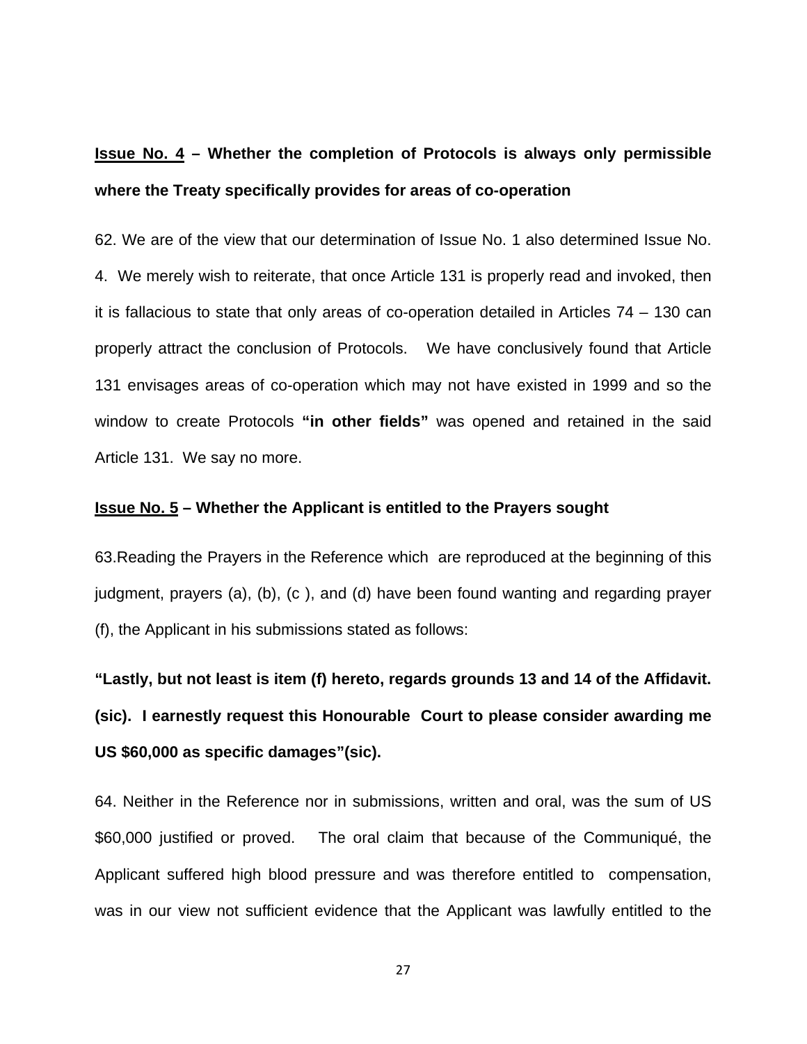**<u>Issue No. 4</u> – Whether the completion of Protocols is always only permissible where the Treaty specifically provides for areas of co-operation**

62. We are of the view that our determination of Issue No. 1 also determined Issue No. 4. We merely wish to reiterate, that once Article 131 is properly read and invoked, then it is fallacious to state that only areas of co-operation detailed in Articles 74 – 130 can properly attract the conclusion of Protocols. We have conclusively found that Article 131 envisages areas of co-operation which may not have existed in 1999 and so the window to create Protocols **"in other fields"** was opened and retained in the said Article 131. We say no more.

**<u>Issue No. 5</u> – Whether the Applicant is entitled to the Prayers sought**

63.Reading the Prayers in the Reference which are reproduced at the beginning of this judgment, prayers (a), (b), (c ), and (d) have been found wanting and regarding prayer (f), the Applicant in his submissions stated as follows:

**"Lastly, but not least is item (f) hereto, regards grounds 13 and 14 of the Affidavit. (sic). I earnestly request this Honourable Court to please consider awarding me US $60,000 as specific damages"(sic).**

64. Neither in the Reference nor in submissions, written and oral, was the sum of US $60,000 justified or proved. The oral claim that because of the Communiqué, the Applicant suffered high blood pressure and was therefore entitled to compensation, was in our view not sufficient evidence that the Applicant was lawfully entitled to the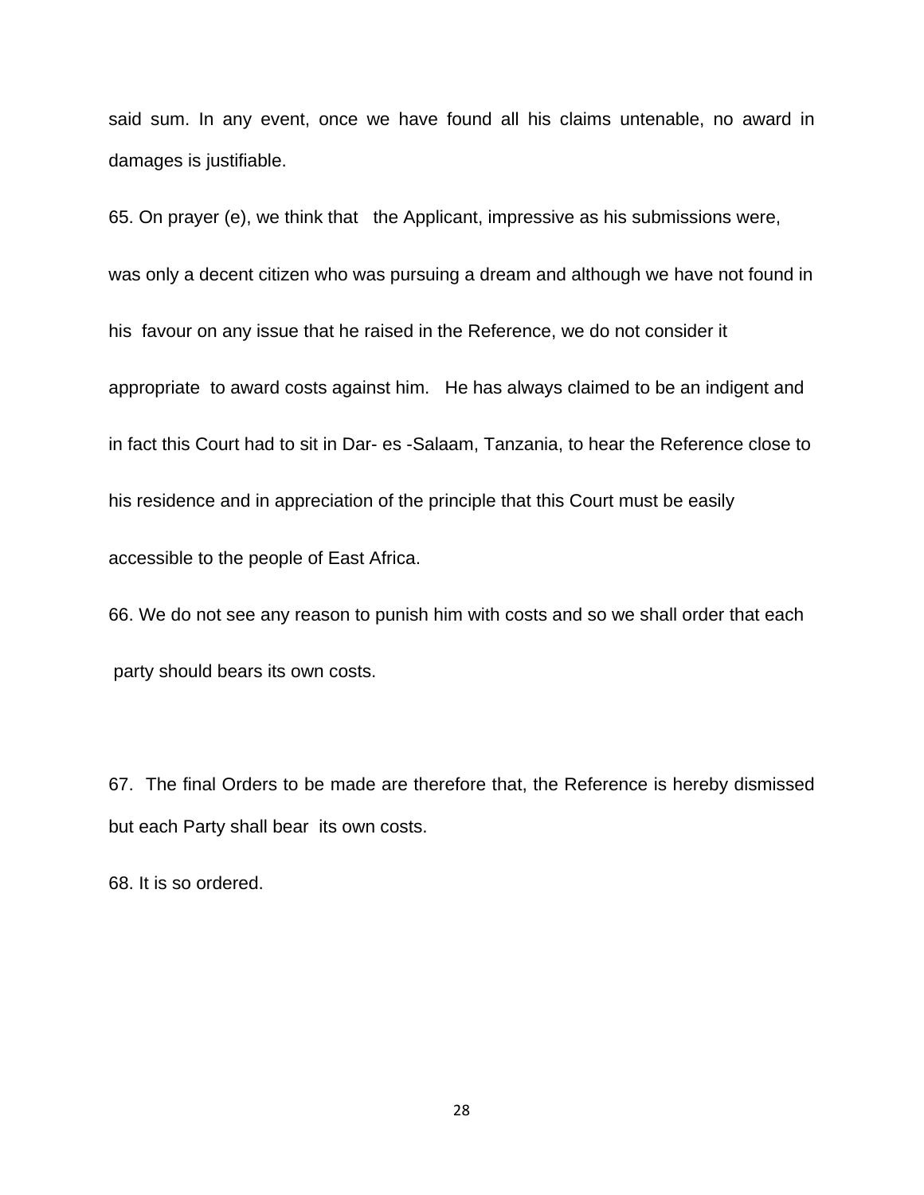said sum. In any event, once we have found all his claims untenable, no award in damages is justifiable.

65. On prayer (e), we think that the Applicant, impressive as his submissions were, was only a decent citizen who was pursuing a dream and although we have not found in his favour on any issue that he raised in the Reference, we do not consider it appropriate to award costs against him. He has always claimed to be an indigent and in fact this Court had to sit in Dar- es -Salaam, Tanzania, to hear the Reference close to his residence and in appreciation of the principle that this Court must be easily accessible to the people of East Africa.

66. We do not see any reason to punish him with costs and so we shall order that each party should bears its own costs.

67. The final Orders to be made are therefore that, the Reference is hereby dismissed but each Party shall bear its own costs.

68. It is so ordered.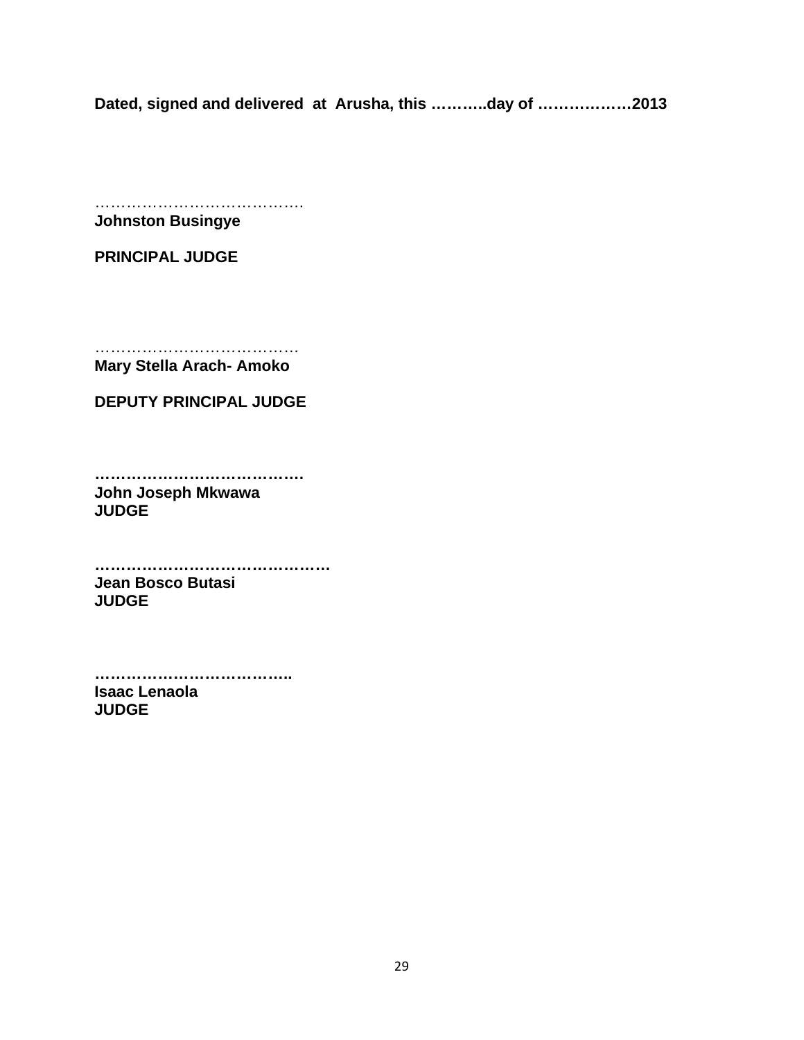**Dated, signed and delivered at Arusha, this ………..day of ………………2013**

………………………………….
**Johnston Busingye**

**PRINCIPAL JUDGE**

………………………………….
**Mary Stella Arach- Amoko**

**DEPUTY PRINCIPAL JUDGE**

**………………………………….**
**John Joseph Mkwawa**
**JUDGE**

**………………………………………**
**Jean Bosco Butasi**
**JUDGE**

**………………………………..**
**Isaac Lenaola**
**JUDGE**